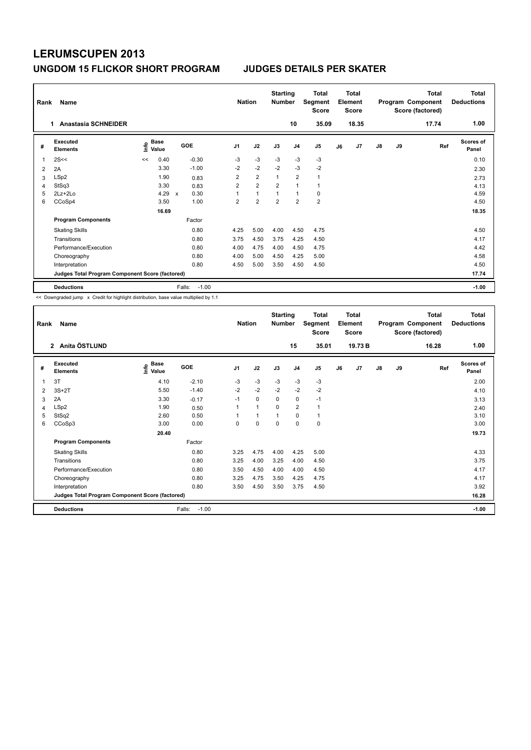# LERUMSCUPEN 2013

## UNGDOM 15 FLICKOR SHORT PROGRAM JUDGES DETAILS PER SKATER

| Rank | Name | Nation | Starting Number | Total Segment Score | Total Element Score | Total Program Component Score (factored) | Total Deductions |
|---|---|---|---|---|---|---|---|
| 1 | Anastasia SCHNEIDER | | 10 | 35.09 | 18.35 | 17.74 | 1.00 |

| # | Executed Elements | Info | Base Value | | GOE | J1 | J2 | J3 | J4 | J5 | J6 | J7 | J8 | J9 | Ref | Scores of Panel |
|---|---|---|---|---|---|---|---|---|---|---|---|---|---|---|---|---|
| 1 | 2S<< | << | 0.40 | | -0.30 | -3 | -3 | -3 | -3 | -3 | | | | | | 0.10 |
| 2 | 2A | | 3.30 | | -1.00 | -2 | -2 | -2 | -3 | -2 | | | | | | 2.30 |
| 3 | LSp2 | | 1.90 | | 0.83 | 2 | 2 | 1 | 2 | 1 | | | | | | 2.73 |
| 4 | StSq3 | | 3.30 | | 0.83 | 2 | 2 | 2 | 1 | 1 | | | | | | 4.13 |
| 5 | 2Lz+2Lo | | 4.29 | x | 0.30 | 1 | 1 | 1 | 1 | 0 | | | | | | 4.59 |
| 6 | CCoSp4 | | 3.50 | | 1.00 | 2 | 2 | 2 | 2 | 2 | | | | | | 4.50 |
| | | | 16.69 | | | | | | | | | | | | | 18.35 |
| | **Program Components** | | | | Factor | | | | | | | | | | | |
| | Skating Skills | | | | 0.80 | 4.25 | 5.00 | 4.00 | 4.50 | 4.75 | | | | | | 4.50 |
| | Transitions | | | | 0.80 | 3.75 | 4.50 | 3.75 | 4.25 | 4.50 | | | | | | 4.17 |
| | Performance/Execution | | | | 0.80 | 4.00 | 4.75 | 4.00 | 4.50 | 4.75 | | | | | | 4.42 |
| | Choreography | | | | 0.80 | 4.00 | 5.00 | 4.50 | 4.25 | 5.00 | | | | | | 4.58 |
| | Interpretation | | | | 0.80 | 4.50 | 5.00 | 3.50 | 4.50 | 4.50 | | | | | | 4.50 |
| | **Judges Total Program Component Score (factored)** | | | | | | | | | | | | | | | 17.74 |
| | **Deductions** | | | | Falls: -1.00 | | | | | | | | | | | -1.00 |

<< Downgraded jump x Credit for highlight distribution, base value multiplied by 1.1

| Rank | Name | Nation | Starting Number | Total Segment Score | Total Element Score | Total Program Component Score (factored) | Total Deductions |
|---|---|---|---|---|---|---|---|
| 2 | Anita ÖSTLUND | | 15 | 35.01 | 19.73 B | 16.28 | 1.00 |

| # | Executed Elements | Info | Base Value | GOE | J1 | J2 | J3 | J4 | J5 | J6 | J7 | J8 | J9 | Ref | Scores of Panel |
|---|---|---|---|---|---|---|---|---|---|---|---|---|---|---|---|
| 1 | 3T | | 4.10 | -2.10 | -3 | -3 | -3 | -3 | -3 | | | | | | 2.00 |
| 2 | 3S+2T | | 5.50 | -1.40 | -2 | -2 | -2 | -2 | -2 | | | | | | 4.10 |
| 3 | 2A | | 3.30 | -0.17 | -1 | 0 | 0 | 0 | -1 | | | | | | 3.13 |
| 4 | LSp2 | | 1.90 | 0.50 | 1 | 1 | 0 | 2 | 1 | | | | | | 2.40 |
| 5 | StSq2 | | 2.60 | 0.50 | 1 | 1 | 1 | 0 | 1 | | | | | | 3.10 |
| 6 | CCoSp3 | | 3.00 | 0.00 | 0 | 0 | 0 | 0 | 0 | | | | | | 3.00 |
| | | | 20.40 | | | | | | | | | | | | 19.73 |
| | **Program Components** | | | Factor | | | | | | | | | | | |
| | Skating Skills | | | 0.80 | 3.25 | 4.75 | 4.00 | 4.25 | 5.00 | | | | | | 4.33 |
| | Transitions | | | 0.80 | 3.25 | 4.00 | 3.25 | 4.00 | 4.50 | | | | | | 3.75 |
| | Performance/Execution | | | 0.80 | 3.50 | 4.50 | 4.00 | 4.00 | 4.50 | | | | | | 4.17 |
| | Choreography | | | 0.80 | 3.25 | 4.75 | 3.50 | 4.25 | 4.75 | | | | | | 4.17 |
| | Interpretation | | | 0.80 | 3.50 | 4.50 | 3.50 | 3.75 | 4.50 | | | | | | 3.92 |
| | **Judges Total Program Component Score (factored)** | | | | | | | | | | | | | | 16.28 |
| | **Deductions** | | | Falls: -1.00 | | | | | | | | | | | -1.00 |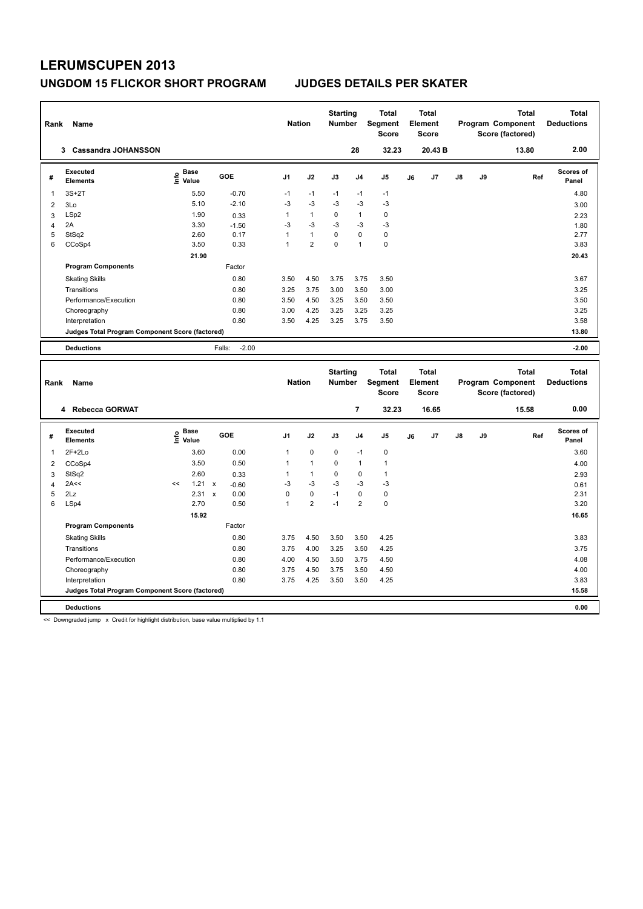# LERUMSCUPEN 2013

## UNGDOM 15 FLICKOR SHORT PROGRAM JUDGES DETAILS PER SKATER

| Rank | Name | Nation | Starting Number | Total Segment Score | Total Element Score | Total Program Component Score (factored) | Total Deductions |
|---|---|---|---|---|---|---|---|
| 3 | Cassandra JOHANSSON | | 28 | 32.23 | 20.43 B | 13.80 | 2.00 |

| # | Executed Elements | Info | Base Value | GOE | J1 | J2 | J3 | J4 | J5 | J6 | J7 | J8 | J9 | Ref | Scores of Panel |
|---|---|---|---|---|---|---|---|---|---|---|---|---|---|---|---|
| 1 | 3S+2T | | 5.50 | -0.70 | -1 | -1 | -1 | -1 | -1 | | | | | | 4.80 |
| 2 | 3Lo | | 5.10 | -2.10 | -3 | -3 | -3 | -3 | -3 | | | | | | 3.00 |
| 3 | LSp2 | | 1.90 | 0.33 | 1 | 1 | 0 | 1 | 0 | | | | | | 2.23 |
| 4 | 2A | | 3.30 | -1.50 | -3 | -3 | -3 | -3 | -3 | | | | | | 1.80 |
| 5 | StSq2 | | 2.60 | 0.17 | 1 | 1 | 0 | 0 | 0 | | | | | | 2.77 |
| 6 | CCoSp4 | | 3.50 | 0.33 | 1 | 2 | 0 | 1 | 0 | | | | | | 3.83 |
| | | | 21.90 | | | | | | | | | | | | 20.43 |
| | **Program Components** | | | Factor | | | | | | | | | | | |
| | Skating Skills | | | 0.80 | 3.50 | 4.50 | 3.75 | 3.75 | 3.50 | | | | | | 3.67 |
| | Transitions | | | 0.80 | 3.25 | 3.75 | 3.00 | 3.50 | 3.00 | | | | | | 3.25 |
| | Performance/Execution | | | 0.80 | 3.50 | 4.50 | 3.25 | 3.50 | 3.50 | | | | | | 3.50 |
| | Choreography | | | 0.80 | 3.00 | 4.25 | 3.25 | 3.25 | 3.25 | | | | | | 3.25 |
| | Interpretation | | | 0.80 | 3.50 | 4.25 | 3.25 | 3.75 | 3.50 | | | | | | 3.58 |
| | **Judges Total Program Component Score (factored)** | | | | | | | | | | | | | | 13.80 |
| | **Deductions** | | | Falls: -2.00 | | | | | | | | | | | -2.00 |

| Rank | Name | Nation | Starting Number | Total Segment Score | Total Element Score | Total Program Component Score (factored) | Total Deductions |
|---|---|---|---|---|---|---|---|
| 4 | Rebecca GORWAT | | 7 | 32.23 | 16.65 | 15.58 | 0.00 |

| # | Executed Elements | Info | Base Value | GOE | J1 | J2 | J3 | J4 | J5 | J6 | J7 | J8 | J9 | Ref | Scores of Panel |
|---|---|---|---|---|---|---|---|---|---|---|---|---|---|---|---|
| 1 | 2F+2Lo | | 3.60 | 0.00 | 1 | 0 | 0 | -1 | 0 | | | | | | 3.60 |
| 2 | CCoSp4 | | 3.50 | 0.50 | 1 | 1 | 0 | 1 | 1 | | | | | | 4.00 |
| 3 | StSq2 | | 2.60 | 0.33 | 1 | 1 | 0 | 0 | 1 | | | | | | 2.93 |
| 4 | 2A<< | << | 1.21 x | -0.60 | -3 | -3 | -3 | -3 | -3 | | | | | | 0.61 |
| 5 | 2Lz | | 2.31 x | 0.00 | 0 | 0 | -1 | 0 | 0 | | | | | | 2.31 |
| 6 | LSp4 | | 2.70 | 0.50 | 1 | 2 | -1 | 2 | 0 | | | | | | 3.20 |
| | | | 15.92 | | | | | | | | | | | | 16.65 |
| | **Program Components** | | | Factor | | | | | | | | | | | |
| | Skating Skills | | | 0.80 | 3.75 | 4.50 | 3.50 | 3.50 | 4.25 | | | | | | 3.83 |
| | Transitions | | | 0.80 | 3.75 | 4.00 | 3.25 | 3.50 | 4.25 | | | | | | 3.75 |
| | Performance/Execution | | | 0.80 | 4.00 | 4.50 | 3.50 | 3.75 | 4.50 | | | | | | 4.08 |
| | Choreography | | | 0.80 | 3.75 | 4.50 | 3.75 | 3.50 | 4.50 | | | | | | 4.00 |
| | Interpretation | | | 0.80 | 3.75 | 4.25 | 3.50 | 3.50 | 4.25 | | | | | | 3.83 |
| | **Judges Total Program Component Score (factored)** | | | | | | | | | | | | | | 15.58 |
| | **Deductions** | | | | | | | | | | | | | | 0.00 |

<< Downgraded jump x Credit for highlight distribution, base value multiplied by 1.1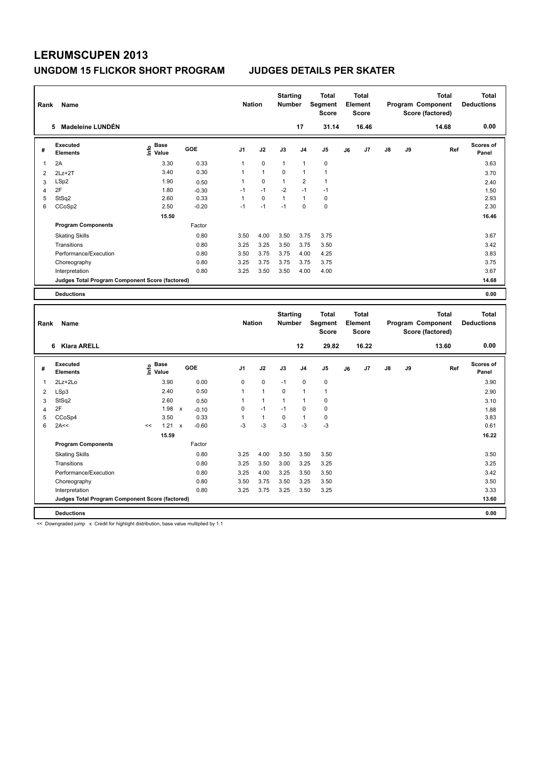# LERUMSCUPEN 2013

## UNGDOM 15 FLICKOR SHORT PROGRAM JUDGES DETAILS PER SKATER

| Rank | Name | Nation | Starting Number | Total Segment Score | Total Element Score | Total Program Component Score (factored) | Total Deductions |
|---|---|---|---|---|---|---|---|
| 5 | Madeleine LUNDÉN | | 17 | 31.14 | 16.46 | 14.68 | 0.00 |

| # | Executed Elements | Info | Base Value | GOE | J1 | J2 | J3 | J4 | J5 | J6 | J7 | J8 | J9 | Ref | Scores of Panel |
|---|---|---|---|---|---|---|---|---|---|---|---|---|---|---|---|
| 1 | 2A | | 3.30 | 0.33 | 1 | 0 | 1 | 1 | 0 | | | | | | 3.63 |
| 2 | 2Lz+2T | | 3.40 | 0.30 | 1 | 1 | 0 | 1 | 1 | | | | | | 3.70 |
| 3 | LSp2 | | 1.90 | 0.50 | 1 | 0 | 1 | 2 | 1 | | | | | | 2.40 |
| 4 | 2F | | 1.80 | -0.30 | -1 | -1 | -2 | -1 | -1 | | | | | | 1.50 |
| 5 | StSq2 | | 2.60 | 0.33 | 1 | 0 | 1 | 1 | 0 | | | | | | 2.93 |
| 6 | CCoSp2 | | 2.50 | -0.20 | -1 | -1 | -1 | 0 | 0 | | | | | | 2.30 |
| | | | 15.50 | | | | | | | | | | | | 16.46 |
| | **Program Components** | | | Factor | | | | | | | | | | | |
| | Skating Skills | | | 0.80 | 3.50 | 4.00 | 3.50 | 3.75 | 3.75 | | | | | | 3.67 |
| | Transitions | | | 0.80 | 3.25 | 3.25 | 3.50 | 3.75 | 3.50 | | | | | | 3.42 |
| | Performance/Execution | | | 0.80 | 3.50 | 3.75 | 3.75 | 4.00 | 4.25 | | | | | | 3.83 |
| | Choreography | | | 0.80 | 3.25 | 3.75 | 3.75 | 3.75 | 3.75 | | | | | | 3.75 |
| | Interpretation | | | 0.80 | 3.25 | 3.50 | 3.50 | 4.00 | 4.00 | | | | | | 3.67 |
| | **Judges Total Program Component Score (factored)** | | | | | | | | | | | | | | 14.68 |
| | **Deductions** | | | | | | | | | | | | | | 0.00 |

| Rank | Name | Nation | Starting Number | Total Segment Score | Total Element Score | Total Program Component Score (factored) | Total Deductions |
|---|---|---|---|---|---|---|---|
| 6 | Klara ARELL | | 12 | 29.82 | 16.22 | 13.60 | 0.00 |

| # | Executed Elements | Info | Base Value | | GOE | J1 | J2 | J3 | J4 | J5 | J6 | J7 | J8 | J9 | Ref | Scores of Panel |
|---|---|---|---|---|---|---|---|---|---|---|---|---|---|---|---|---|
| 1 | 2Lz+2Lo | | 3.90 | | 0.00 | 0 | 0 | -1 | 0 | 0 | | | | | | 3.90 |
| 2 | LSp3 | | 2.40 | | 0.50 | 1 | 1 | 0 | 1 | 1 | | | | | | 2.90 |
| 3 | StSq2 | | 2.60 | | 0.50 | 1 | 1 | 1 | 1 | 0 | | | | | | 3.10 |
| 4 | 2F | | 1.98 | x | -0.10 | 0 | -1 | -1 | 0 | 0 | | | | | | 1.88 |
| 5 | CCoSp4 | | 3.50 | | 0.33 | 1 | 1 | 0 | 1 | 0 | | | | | | 3.83 |
| 6 | 2A<< | << | 1.21 | x | -0.60 | -3 | -3 | -3 | -3 | -3 | | | | | | 0.61 |
| | | | 15.59 | | | | | | | | | | | | | 16.22 |
| | **Program Components** | | | | Factor | | | | | | | | | | | |
| | Skating Skills | | | | 0.80 | 3.25 | 4.00 | 3.50 | 3.50 | 3.50 | | | | | | 3.50 |
| | Transitions | | | | 0.80 | 3.25 | 3.50 | 3.00 | 3.25 | 3.25 | | | | | | 3.25 |
| | Performance/Execution | | | | 0.80 | 3.25 | 4.00 | 3.25 | 3.50 | 3.50 | | | | | | 3.42 |
| | Choreography | | | | 0.80 | 3.50 | 3.75 | 3.50 | 3.25 | 3.50 | | | | | | 3.50 |
| | Interpretation | | | | 0.80 | 3.25 | 3.75 | 3.25 | 3.50 | 3.25 | | | | | | 3.33 |
| | **Judges Total Program Component Score (factored)** | | | | | | | | | | | | | | | 13.60 |
| | **Deductions** | | | | | | | | | | | | | | | 0.00 |

<< Downgraded jump x Credit for highlight distribution, base value multiplied by 1.1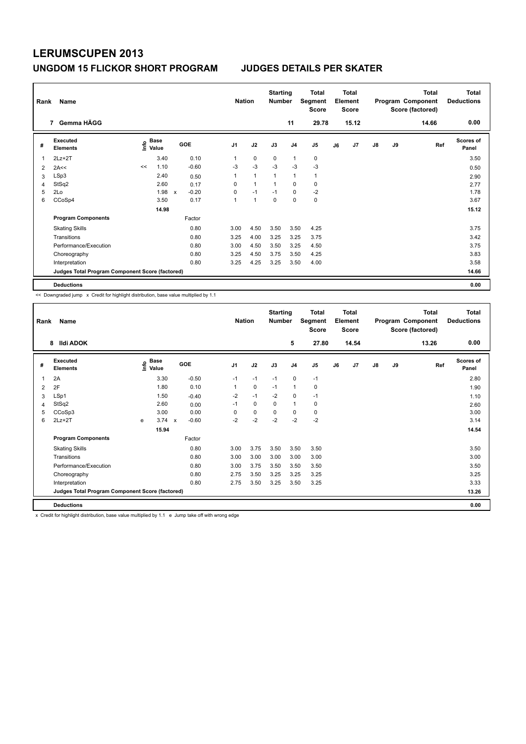# LERUMSCUPEN 2013

## UNGDOM 15 FLICKOR SHORT PROGRAM — JUDGES DETAILS PER SKATER

| Rank | Name | Nation | Starting Number | Total Segment Score | Total Element Score | Total Program Component Score (factored) | Total Deductions |
|---|---|---|---|---|---|---|---|
| 7 | Gemma HÄGG | | 11 | 29.78 | 15.12 | 14.66 | 0.00 |

| # | Executed Elements | Info | Base Value | | GOE | J1 | J2 | J3 | J4 | J5 | J6 | J7 | J8 | J9 | Ref | Scores of Panel |
|---|---|---|---|---|---|---|---|---|---|---|---|---|---|---|---|---|
| 1 | 2Lz+2T | | 3.40 | | 0.10 | 1 | 0 | 0 | 1 | 0 | | | | | | 3.50 |
| 2 | 2A<< | << | 1.10 | | -0.60 | -3 | -3 | -3 | -3 | -3 | | | | | | 0.50 |
| 3 | LSp3 | | 2.40 | | 0.50 | 1 | 1 | 1 | 1 | 1 | | | | | | 2.90 |
| 4 | StSq2 | | 2.60 | | 0.17 | 0 | 1 | 1 | 0 | 0 | | | | | | 2.77 |
| 5 | 2Lo | | 1.98 | x | -0.20 | 0 | -1 | -1 | 0 | -2 | | | | | | 1.78 |
| 6 | CCoSp4 | | 3.50 | | 0.17 | 1 | 1 | 0 | 0 | 0 | | | | | | 3.67 |
| | | | 14.98 | | | | | | | | | | | | | 15.12 |
| | **Program Components** | | | | Factor | | | | | | | | | | | |
| | Skating Skills | | | | 0.80 | 3.00 | 4.50 | 3.50 | 3.50 | 4.25 | | | | | | 3.75 |
| | Transitions | | | | 0.80 | 3.25 | 4.00 | 3.25 | 3.25 | 3.75 | | | | | | 3.42 |
| | Performance/Execution | | | | 0.80 | 3.00 | 4.50 | 3.50 | 3.25 | 4.50 | | | | | | 3.75 |
| | Choreography | | | | 0.80 | 3.25 | 4.50 | 3.75 | 3.50 | 4.25 | | | | | | 3.83 |
| | Interpretation | | | | 0.80 | 3.25 | 4.25 | 3.25 | 3.50 | 4.00 | | | | | | 3.58 |
| | **Judges Total Program Component Score (factored)** | | | | | | | | | | | | | | | 14.66 |
| | **Deductions** | | | | | | | | | | | | | | | 0.00 |

<< Downgraded jump x Credit for highlight distribution, base value multiplied by 1.1

| Rank | Name | Nation | Starting Number | Total Segment Score | Total Element Score | Total Program Component Score (factored) | Total Deductions |
|---|---|---|---|---|---|---|---|
| 8 | Ildi ADOK | | 5 | 27.80 | 14.54 | 13.26 | 0.00 |

| # | Executed Elements | Info | Base Value | | GOE | J1 | J2 | J3 | J4 | J5 | J6 | J7 | J8 | J9 | Ref | Scores of Panel |
|---|---|---|---|---|---|---|---|---|---|---|---|---|---|---|---|---|
| 1 | 2A | | 3.30 | | -0.50 | -1 | -1 | -1 | 0 | -1 | | | | | | 2.80 |
| 2 | 2F | | 1.80 | | 0.10 | 1 | 0 | -1 | 1 | 0 | | | | | | 1.90 |
| 3 | LSp1 | | 1.50 | | -0.40 | -2 | -1 | -2 | 0 | -1 | | | | | | 1.10 |
| 4 | StSq2 | | 2.60 | | 0.00 | -1 | 0 | 0 | 1 | 0 | | | | | | 2.60 |
| 5 | CCoSp3 | | 3.00 | | 0.00 | 0 | 0 | 0 | 0 | 0 | | | | | | 3.00 |
| 6 | 2Lz+2T | e | 3.74 | x | -0.60 | -2 | -2 | -2 | -2 | -2 | | | | | | 3.14 |
| | | | 15.94 | | | | | | | | | | | | | 14.54 |
| | **Program Components** | | | | Factor | | | | | | | | | | | |
| | Skating Skills | | | | 0.80 | 3.00 | 3.75 | 3.50 | 3.50 | 3.50 | | | | | | 3.50 |
| | Transitions | | | | 0.80 | 3.00 | 3.00 | 3.00 | 3.00 | 3.00 | | | | | | 3.00 |
| | Performance/Execution | | | | 0.80 | 3.00 | 3.75 | 3.50 | 3.50 | 3.50 | | | | | | 3.50 |
| | Choreography | | | | 0.80 | 2.75 | 3.50 | 3.25 | 3.25 | 3.25 | | | | | | 3.25 |
| | Interpretation | | | | 0.80 | 2.75 | 3.50 | 3.25 | 3.50 | 3.25 | | | | | | 3.33 |
| | **Judges Total Program Component Score (factored)** | | | | | | | | | | | | | | | 13.26 |
| | **Deductions** | | | | | | | | | | | | | | | 0.00 |

x Credit for highlight distribution, base value multiplied by 1.1 e Jump take off with wrong edge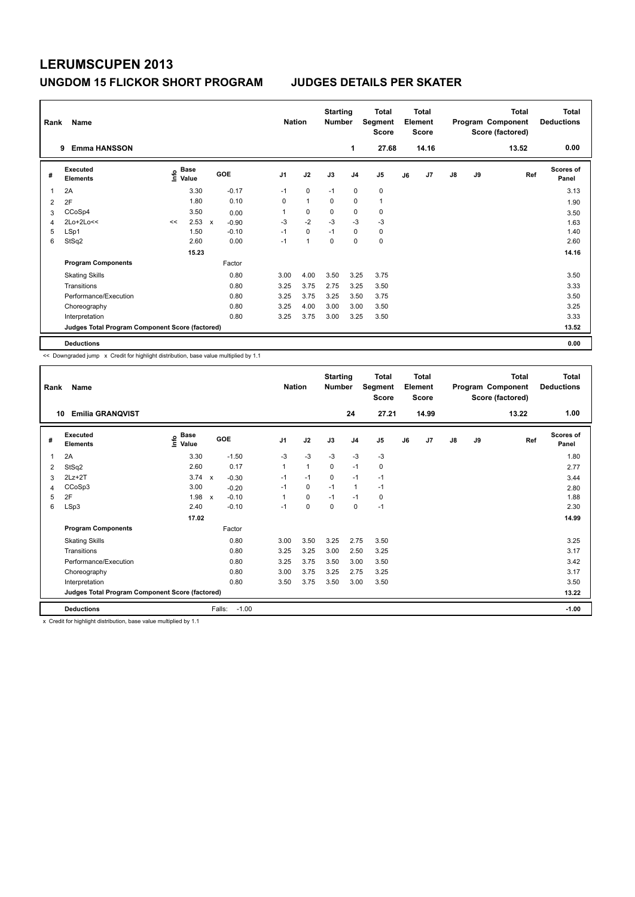# LERUMSCUPEN 2013

## UNGDOM 15 FLICKOR SHORT PROGRAM — JUDGES DETAILS PER SKATER

| Rank | Name | Nation | Starting Number | Total Segment Score | Total Element Score | Total Program Component Score (factored) | Total Deductions |
|---|---|---|---|---|---|---|---|
| 9 | Emma HANSSON | | 1 | 27.68 | 14.16 | 13.52 | 0.00 |

| # | Executed Elements | Info | Base Value | | GOE | J1 | J2 | J3 | J4 | J5 | J6 | J7 | J8 | J9 | Ref | Scores of Panel |
|---|---|---|---|---|---|---|---|---|---|---|---|---|---|---|---|---|
| 1 | 2A | | 3.30 | | -0.17 | -1 | 0 | -1 | 0 | 0 | | | | | | 3.13 |
| 2 | 2F | | 1.80 | | 0.10 | 0 | 1 | 0 | 0 | 1 | | | | | | 1.90 |
| 3 | CCoSp4 | | 3.50 | | 0.00 | 1 | 0 | 0 | 0 | 0 | | | | | | 3.50 |
| 4 | 2Lo+2Lo<< | << | 2.53 | x | -0.90 | -3 | -2 | -3 | -3 | -3 | | | | | | 1.63 |
| 5 | LSp1 | | 1.50 | | -0.10 | -1 | 0 | -1 | 0 | 0 | | | | | | 1.40 |
| 6 | StSq2 | | 2.60 | | 0.00 | -1 | 1 | 0 | 0 | 0 | | | | | | 2.60 |
| | | | 15.23 | | | | | | | | | | | | | 14.16 |
| | **Program Components** | | | | Factor | | | | | | | | | | | |
| | Skating Skills | | | | 0.80 | 3.00 | 4.00 | 3.50 | 3.25 | 3.75 | | | | | | 3.50 |
| | Transitions | | | | 0.80 | 3.25 | 3.75 | 2.75 | 3.25 | 3.50 | | | | | | 3.33 |
| | Performance/Execution | | | | 0.80 | 3.25 | 3.75 | 3.25 | 3.50 | 3.75 | | | | | | 3.50 |
| | Choreography | | | | 0.80 | 3.25 | 4.00 | 3.00 | 3.00 | 3.50 | | | | | | 3.25 |
| | Interpretation | | | | 0.80 | 3.25 | 3.75 | 3.00 | 3.25 | 3.50 | | | | | | 3.33 |
| | **Judges Total Program Component Score (factored)** | | | | | | | | | | | | | | | 13.52 |
| | **Deductions** | | | | | | | | | | | | | | | 0.00 |

<< Downgraded jump x Credit for highlight distribution, base value multiplied by 1.1

| Rank | Name | Nation | Starting Number | Total Segment Score | Total Element Score | Total Program Component Score (factored) | Total Deductions |
|---|---|---|---|---|---|---|---|
| 10 | Emilia GRANQVIST | | 24 | 27.21 | 14.99 | 13.22 | 1.00 |

| # | Executed Elements | Info | Base Value | | GOE | J1 | J2 | J3 | J4 | J5 | J6 | J7 | J8 | J9 | Ref | Scores of Panel |
|---|---|---|---|---|---|---|---|---|---|---|---|---|---|---|---|---|
| 1 | 2A | | 3.30 | | -1.50 | -3 | -3 | -3 | -3 | -3 | | | | | | 1.80 |
| 2 | StSq2 | | 2.60 | | 0.17 | 1 | 1 | 0 | -1 | 0 | | | | | | 2.77 |
| 3 | 2Lz+2T | | 3.74 | x | -0.30 | -1 | -1 | 0 | -1 | -1 | | | | | | 3.44 |
| 4 | CCoSp3 | | 3.00 | | -0.20 | -1 | 0 | -1 | 1 | -1 | | | | | | 2.80 |
| 5 | 2F | | 1.98 | x | -0.10 | 1 | 0 | -1 | -1 | 0 | | | | | | 1.88 |
| 6 | LSp3 | | 2.40 | | -0.10 | -1 | 0 | 0 | 0 | -1 | | | | | | 2.30 |
| | | | 17.02 | | | | | | | | | | | | | 14.99 |
| | **Program Components** | | | | Factor | | | | | | | | | | | |
| | Skating Skills | | | | 0.80 | 3.00 | 3.50 | 3.25 | 2.75 | 3.50 | | | | | | 3.25 |
| | Transitions | | | | 0.80 | 3.25 | 3.25 | 3.00 | 2.50 | 3.25 | | | | | | 3.17 |
| | Performance/Execution | | | | 0.80 | 3.25 | 3.75 | 3.50 | 3.00 | 3.50 | | | | | | 3.42 |
| | Choreography | | | | 0.80 | 3.00 | 3.75 | 3.25 | 2.75 | 3.25 | | | | | | 3.17 |
| | Interpretation | | | | 0.80 | 3.50 | 3.75 | 3.50 | 3.00 | 3.50 | | | | | | 3.50 |
| | **Judges Total Program Component Score (factored)** | | | | | | | | | | | | | | | 13.22 |
| | **Deductions** | | | | Falls: -1.00 | | | | | | | | | | | -1.00 |

x Credit for highlight distribution, base value multiplied by 1.1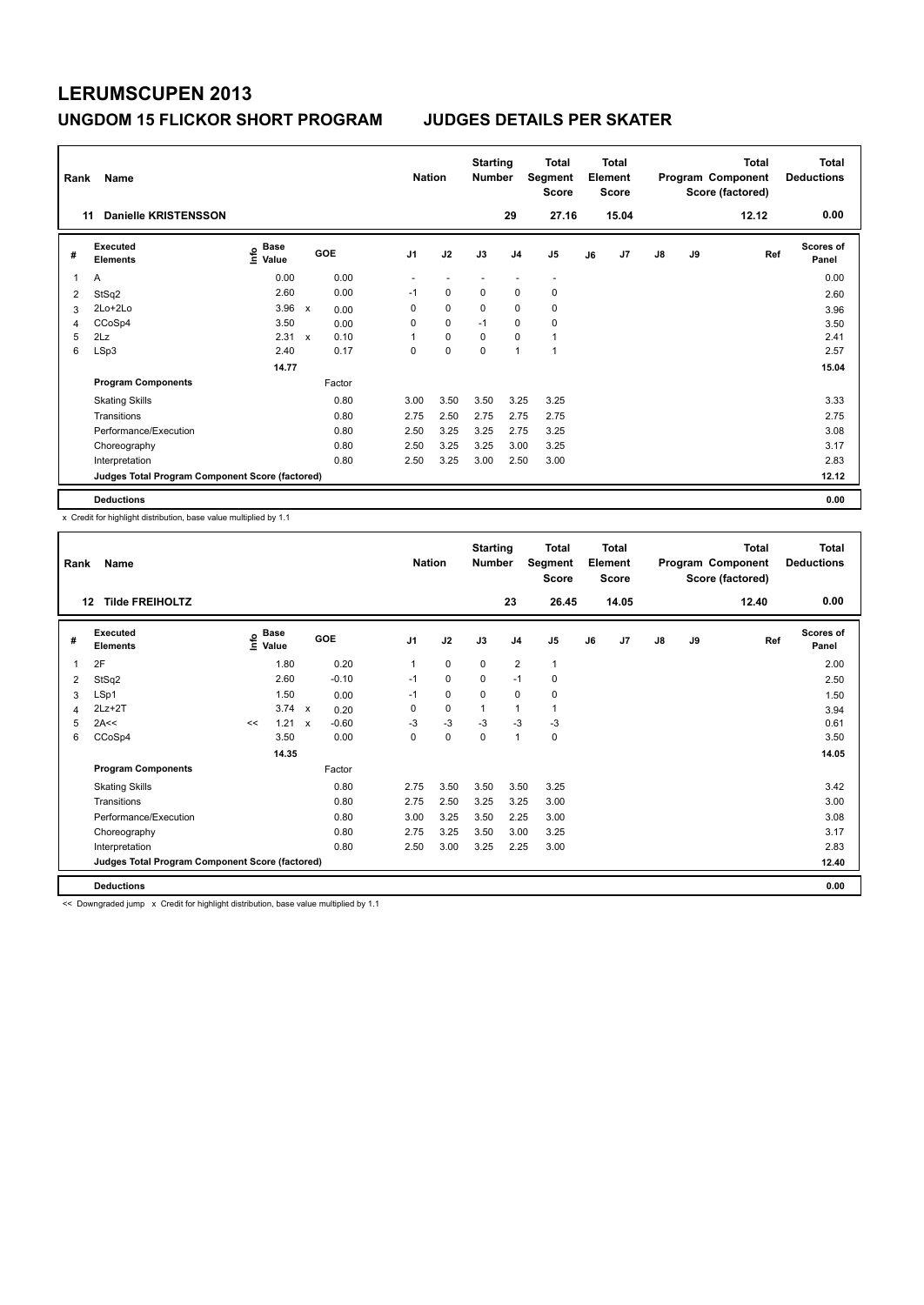# LERUMSCUPEN 2013

## UNGDOM 15 FLICKOR SHORT PROGRAM JUDGES DETAILS PER SKATER

| Rank | Name | Nation | Starting Number | Total Segment Score | Total Element Score | Total Program Component Score (factored) | Total Deductions |
|---|---|---|---|---|---|---|---|
| 11 | Danielle KRISTENSSON | | 29 | 27.16 | 15.04 | 12.12 | 0.00 |

| # | Executed Elements | Info | Base Value | | GOE | J1 | J2 | J3 | J4 | J5 | J6 | J7 | J8 | J9 | Ref | Scores of Panel |
|---|---|---|---|---|---|---|---|---|---|---|---|---|---|---|---|---|
| 1 | A | | 0.00 | | 0.00 | - | - | - | - | - | | | | | | 0.00 |
| 2 | StSq2 | | 2.60 | | 0.00 | -1 | 0 | 0 | 0 | 0 | | | | | | 2.60 |
| 3 | 2Lo+2Lo | | 3.96 | x | 0.00 | 0 | 0 | 0 | 0 | 0 | | | | | | 3.96 |
| 4 | CCoSp4 | | 3.50 | | 0.00 | 0 | 0 | -1 | 0 | 0 | | | | | | 3.50 |
| 5 | 2Lz | | 2.31 | x | 0.10 | 1 | 0 | 0 | 0 | 1 | | | | | | 2.41 |
| 6 | LSp3 | | 2.40 | | 0.17 | 0 | 0 | 0 | 1 | 1 | | | | | | 2.57 |
| | | | 14.77 | | | | | | | | | | | | | 15.04 |
| | **Program Components** | | | | Factor | | | | | | | | | | | |
| | Skating Skills | | | | 0.80 | 3.00 | 3.50 | 3.50 | 3.25 | 3.25 | | | | | | 3.33 |
| | Transitions | | | | 0.80 | 2.75 | 2.50 | 2.75 | 2.75 | 2.75 | | | | | | 2.75 |
| | Performance/Execution | | | | 0.80 | 2.50 | 3.25 | 3.25 | 2.75 | 3.25 | | | | | | 3.08 |
| | Choreography | | | | 0.80 | 2.50 | 3.25 | 3.25 | 3.00 | 3.25 | | | | | | 3.17 |
| | Interpretation | | | | 0.80 | 2.50 | 3.25 | 3.00 | 2.50 | 3.00 | | | | | | 2.83 |
| | **Judges Total Program Component Score (factored)** | | | | | | | | | | | | | | | 12.12 |
| | **Deductions** | | | | | | | | | | | | | | | 0.00 |

x Credit for highlight distribution, base value multiplied by 1.1

| Rank | Name | Nation | Starting Number | Total Segment Score | Total Element Score | Total Program Component Score (factored) | Total Deductions |
|---|---|---|---|---|---|---|---|
| 12 | Tilde FREIHOLTZ | | 23 | 26.45 | 14.05 | 12.40 | 0.00 |

| # | Executed Elements | Info | Base Value | | GOE | J1 | J2 | J3 | J4 | J5 | J6 | J7 | J8 | J9 | Ref | Scores of Panel |
|---|---|---|---|---|---|---|---|---|---|---|---|---|---|---|---|---|
| 1 | 2F | | 1.80 | | 0.20 | 1 | 0 | 0 | 2 | 1 | | | | | | 2.00 |
| 2 | StSq2 | | 2.60 | | -0.10 | -1 | 0 | 0 | -1 | 0 | | | | | | 2.50 |
| 3 | LSp1 | | 1.50 | | 0.00 | -1 | 0 | 0 | 0 | 0 | | | | | | 1.50 |
| 4 | 2Lz+2T | | 3.74 | x | 0.20 | 0 | 0 | 1 | 1 | 1 | | | | | | 3.94 |
| 5 | 2A<< | << | 1.21 | x | -0.60 | -3 | -3 | -3 | -3 | -3 | | | | | | 0.61 |
| 6 | CCoSp4 | | 3.50 | | 0.00 | 0 | 0 | 0 | 1 | 0 | | | | | | 3.50 |
| | | | 14.35 | | | | | | | | | | | | | 14.05 |
| | **Program Components** | | | | Factor | | | | | | | | | | | |
| | Skating Skills | | | | 0.80 | 2.75 | 3.50 | 3.50 | 3.50 | 3.25 | | | | | | 3.42 |
| | Transitions | | | | 0.80 | 2.75 | 2.50 | 3.25 | 3.25 | 3.00 | | | | | | 3.00 |
| | Performance/Execution | | | | 0.80 | 3.00 | 3.25 | 3.50 | 2.25 | 3.00 | | | | | | 3.08 |
| | Choreography | | | | 0.80 | 2.75 | 3.25 | 3.50 | 3.00 | 3.25 | | | | | | 3.17 |
| | Interpretation | | | | 0.80 | 2.50 | 3.00 | 3.25 | 2.25 | 3.00 | | | | | | 2.83 |
| | **Judges Total Program Component Score (factored)** | | | | | | | | | | | | | | | 12.40 |
| | **Deductions** | | | | | | | | | | | | | | | 0.00 |

<< Downgraded jump x Credit for highlight distribution, base value multiplied by 1.1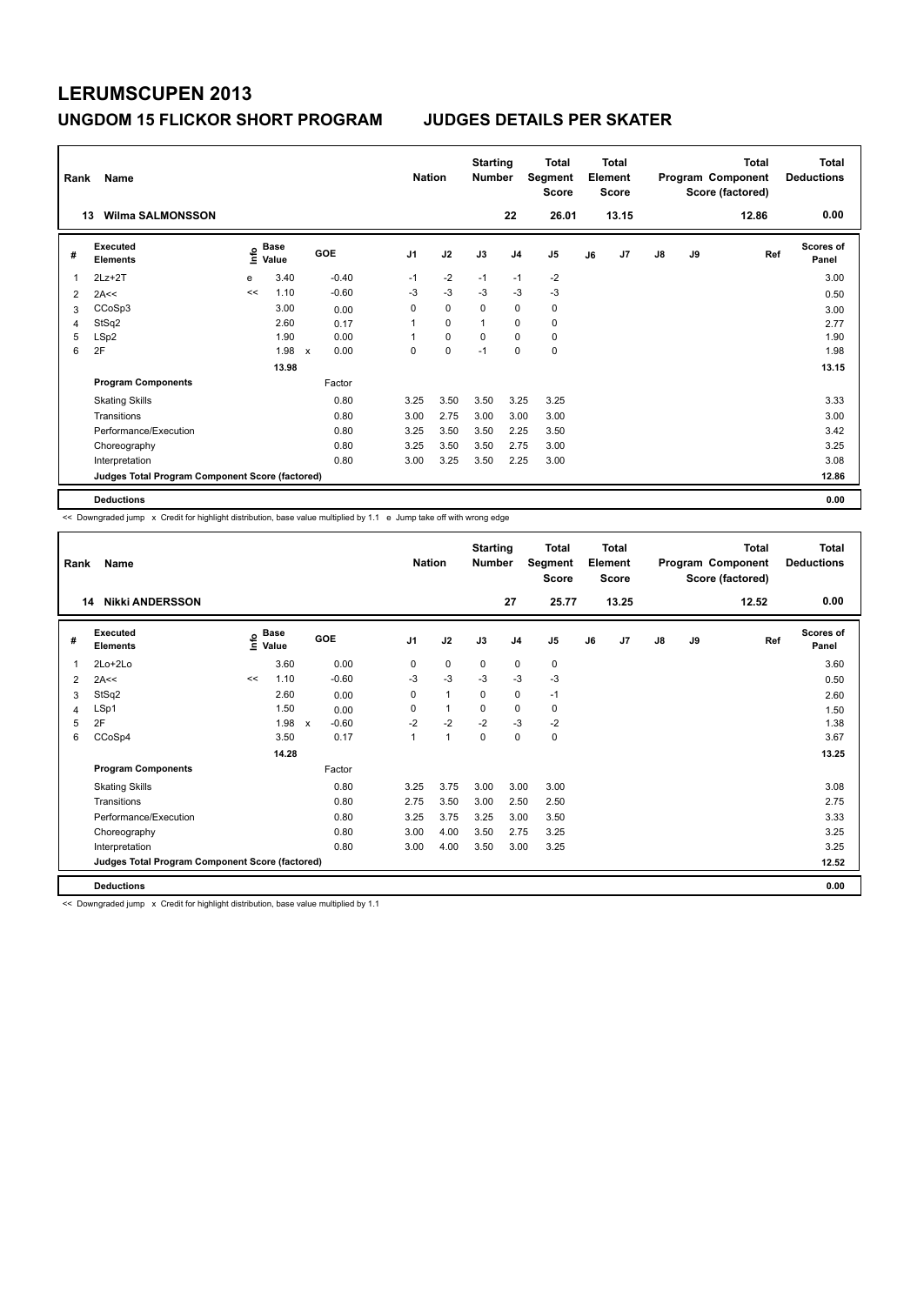# LERUMSCUPEN 2013

## UNGDOM 15 FLICKOR SHORT PROGRAM — JUDGES DETAILS PER SKATER

| Rank | Name | Nation | Starting Number | Total Segment Score | Total Element Score | Total Program Component Score (factored) | Total Deductions |
|---|---|---|---|---|---|---|---|
| 13 | Wilma SALMONSSON | | 22 | 26.01 | 13.15 | 12.86 | 0.00 |

| # | Executed Elements | Info | Base Value | | GOE | J1 | J2 | J3 | J4 | J5 | J6 | J7 | J8 | J9 | Ref | Scores of Panel |
|---|---|---|---|---|---|---|---|---|---|---|---|---|---|---|---|---|
| 1 | 2Lz+2T | e | 3.40 | | -0.40 | -1 | -2 | -1 | -1 | -2 | | | | | | 3.00 |
| 2 | 2A<< | << | 1.10 | | -0.60 | -3 | -3 | -3 | -3 | -3 | | | | | | 0.50 |
| 3 | CCoSp3 | | 3.00 | | 0.00 | 0 | 0 | 0 | 0 | 0 | | | | | | 3.00 |
| 4 | StSq2 | | 2.60 | | 0.17 | 1 | 0 | 1 | 0 | 0 | | | | | | 2.77 |
| 5 | LSp2 | | 1.90 | | 0.00 | 1 | 0 | 0 | 0 | 0 | | | | | | 1.90 |
| 6 | 2F | | 1.98 | x | 0.00 | 0 | 0 | -1 | 0 | 0 | | | | | | 1.98 |
| | | | 13.98 | | | | | | | | | | | | | 13.15 |
| | **Program Components** | | | | Factor | | | | | | | | | | | |
| | Skating Skills | | | | 0.80 | 3.25 | 3.50 | 3.50 | 3.25 | 3.25 | | | | | | 3.33 |
| | Transitions | | | | 0.80 | 3.00 | 2.75 | 3.00 | 3.00 | 3.00 | | | | | | 3.00 |
| | Performance/Execution | | | | 0.80 | 3.25 | 3.50 | 3.50 | 2.25 | 3.50 | | | | | | 3.42 |
| | Choreography | | | | 0.80 | 3.25 | 3.50 | 3.50 | 2.75 | 3.00 | | | | | | 3.25 |
| | Interpretation | | | | 0.80 | 3.00 | 3.25 | 3.50 | 2.25 | 3.00 | | | | | | 3.08 |
| | **Judges Total Program Component Score (factored)** | | | | | | | | | | | | | | | 12.86 |
| | **Deductions** | | | | | | | | | | | | | | | 0.00 |

<< Downgraded jump x Credit for highlight distribution, base value multiplied by 1.1 e Jump take off with wrong edge

| Rank | Name | Nation | Starting Number | Total Segment Score | Total Element Score | Total Program Component Score (factored) | Total Deductions |
|---|---|---|---|---|---|---|---|
| 14 | Nikki ANDERSSON | | 27 | 25.77 | 13.25 | 12.52 | 0.00 |

| # | Executed Elements | Info | Base Value | | GOE | J1 | J2 | J3 | J4 | J5 | J6 | J7 | J8 | J9 | Ref | Scores of Panel |
|---|---|---|---|---|---|---|---|---|---|---|---|---|---|---|---|---|
| 1 | 2Lo+2Lo | | 3.60 | | 0.00 | 0 | 0 | 0 | 0 | 0 | | | | | | 3.60 |
| 2 | 2A<< | << | 1.10 | | -0.60 | -3 | -3 | -3 | -3 | -3 | | | | | | 0.50 |
| 3 | StSq2 | | 2.60 | | 0.00 | 0 | 1 | 0 | 0 | -1 | | | | | | 2.60 |
| 4 | LSp1 | | 1.50 | | 0.00 | 0 | 1 | 0 | 0 | 0 | | | | | | 1.50 |
| 5 | 2F | | 1.98 | x | -0.60 | -2 | -2 | -2 | -3 | -2 | | | | | | 1.38 |
| 6 | CCoSp4 | | 3.50 | | 0.17 | 1 | 1 | 0 | 0 | 0 | | | | | | 3.67 |
| | | | 14.28 | | | | | | | | | | | | | 13.25 |
| | **Program Components** | | | | Factor | | | | | | | | | | | |
| | Skating Skills | | | | 0.80 | 3.25 | 3.75 | 3.00 | 3.00 | 3.00 | | | | | | 3.08 |
| | Transitions | | | | 0.80 | 2.75 | 3.50 | 3.00 | 2.50 | 2.50 | | | | | | 2.75 |
| | Performance/Execution | | | | 0.80 | 3.25 | 3.75 | 3.25 | 3.00 | 3.50 | | | | | | 3.33 |
| | Choreography | | | | 0.80 | 3.00 | 4.00 | 3.50 | 2.75 | 3.25 | | | | | | 3.25 |
| | Interpretation | | | | 0.80 | 3.00 | 4.00 | 3.50 | 3.00 | 3.25 | | | | | | 3.25 |
| | **Judges Total Program Component Score (factored)** | | | | | | | | | | | | | | | 12.52 |
| | **Deductions** | | | | | | | | | | | | | | | 0.00 |

<< Downgraded jump x Credit for highlight distribution, base value multiplied by 1.1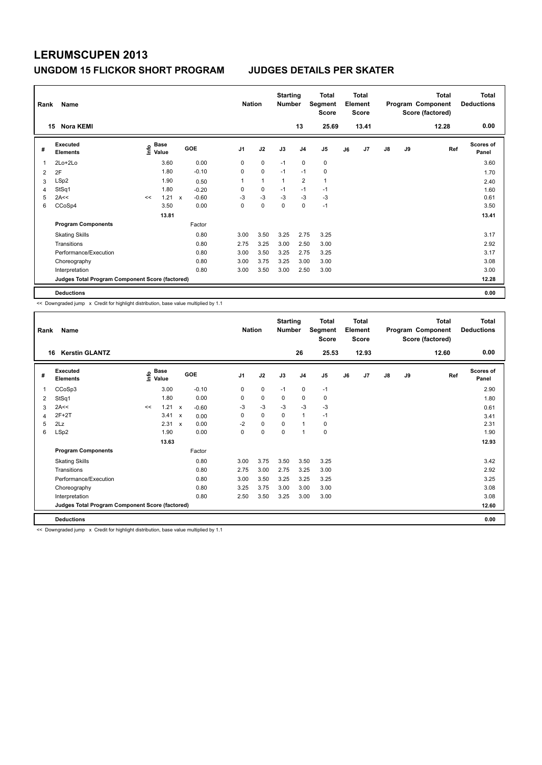# LERUMSCUPEN 2013

## UNGDOM 15 FLICKOR SHORT PROGRAM — JUDGES DETAILS PER SKATER

| Rank | Name | Nation | Starting Number | Total Segment Score | Total Element Score | Total Program Component Score (factored) | Total Deductions |
|---|---|---|---|---|---|---|---|
| 15 | Nora KEMI | | 13 | 25.69 | 13.41 | 12.28 | 0.00 |

| # | Executed Elements | Info | Base Value | | GOE | J1 | J2 | J3 | J4 | J5 | J6 | J7 | J8 | J9 | Ref | Scores of Panel |
|---|---|---|---|---|---|---|---|---|---|---|---|---|---|---|---|---|
| 1 | 2Lo+2Lo | | 3.60 | | 0.00 | 0 | 0 | -1 | 0 | 0 | | | | | | 3.60 |
| 2 | 2F | | 1.80 | | -0.10 | 0 | 0 | -1 | -1 | 0 | | | | | | 1.70 |
| 3 | LSp2 | | 1.90 | | 0.50 | 1 | 1 | 1 | 2 | 1 | | | | | | 2.40 |
| 4 | StSq1 | | 1.80 | | -0.20 | 0 | 0 | -1 | -1 | -1 | | | | | | 1.60 |
| 5 | 2A<< | << | 1.21 | x | -0.60 | -3 | -3 | -3 | -3 | -3 | | | | | | 0.61 |
| 6 | CCoSp4 | | 3.50 | | 0.00 | 0 | 0 | 0 | 0 | -1 | | | | | | 3.50 |
| | | | 13.81 | | | | | | | | | | | | | 13.41 |
| | **Program Components** | | | | Factor | | | | | | | | | | | |
| | Skating Skills | | | | 0.80 | 3.00 | 3.50 | 3.25 | 2.75 | 3.25 | | | | | | 3.17 |
| | Transitions | | | | 0.80 | 2.75 | 3.25 | 3.00 | 2.50 | 3.00 | | | | | | 2.92 |
| | Performance/Execution | | | | 0.80 | 3.00 | 3.50 | 3.25 | 2.75 | 3.25 | | | | | | 3.17 |
| | Choreography | | | | 0.80 | 3.00 | 3.75 | 3.25 | 3.00 | 3.00 | | | | | | 3.08 |
| | Interpretation | | | | 0.80 | 3.00 | 3.50 | 3.00 | 2.50 | 3.00 | | | | | | 3.00 |
| | Judges Total Program Component Score (factored) | | | | | | | | | | | | | | | 12.28 |
| | **Deductions** | | | | | | | | | | | | | | | 0.00 |

<< Downgraded jump x Credit for highlight distribution, base value multiplied by 1.1

| Rank | Name | Nation | Starting Number | Total Segment Score | Total Element Score | Total Program Component Score (factored) | Total Deductions |
|---|---|---|---|---|---|---|---|
| 16 | Kerstin GLANTZ | | 26 | 25.53 | 12.93 | 12.60 | 0.00 |

| # | Executed Elements | Info | Base Value | | GOE | J1 | J2 | J3 | J4 | J5 | J6 | J7 | J8 | J9 | Ref | Scores of Panel |
|---|---|---|---|---|---|---|---|---|---|---|---|---|---|---|---|---|
| 1 | CCoSp3 | | 3.00 | | -0.10 | 0 | 0 | -1 | 0 | -1 | | | | | | 2.90 |
| 2 | StSq1 | | 1.80 | | 0.00 | 0 | 0 | 0 | 0 | 0 | | | | | | 1.80 |
| 3 | 2A<< | << | 1.21 | x | -0.60 | -3 | -3 | -3 | -3 | -3 | | | | | | 0.61 |
| 4 | 2F+2T | | 3.41 | x | 0.00 | 0 | 0 | 0 | 1 | -1 | | | | | | 3.41 |
| 5 | 2Lz | | 2.31 | x | 0.00 | -2 | 0 | 0 | 1 | 0 | | | | | | 2.31 |
| 6 | LSp2 | | 1.90 | | 0.00 | 0 | 0 | 0 | 1 | 0 | | | | | | 1.90 |
| | | | 13.63 | | | | | | | | | | | | | 12.93 |
| | **Program Components** | | | | Factor | | | | | | | | | | | |
| | Skating Skills | | | | 0.80 | 3.00 | 3.75 | 3.50 | 3.50 | 3.25 | | | | | | 3.42 |
| | Transitions | | | | 0.80 | 2.75 | 3.00 | 2.75 | 3.25 | 3.00 | | | | | | 2.92 |
| | Performance/Execution | | | | 0.80 | 3.00 | 3.50 | 3.25 | 3.25 | 3.25 | | | | | | 3.25 |
| | Choreography | | | | 0.80 | 3.25 | 3.75 | 3.00 | 3.00 | 3.00 | | | | | | 3.08 |
| | Interpretation | | | | 0.80 | 2.50 | 3.50 | 3.25 | 3.00 | 3.00 | | | | | | 3.08 |
| | Judges Total Program Component Score (factored) | | | | | | | | | | | | | | | 12.60 |
| | **Deductions** | | | | | | | | | | | | | | | 0.00 |

<< Downgraded jump x Credit for highlight distribution, base value multiplied by 1.1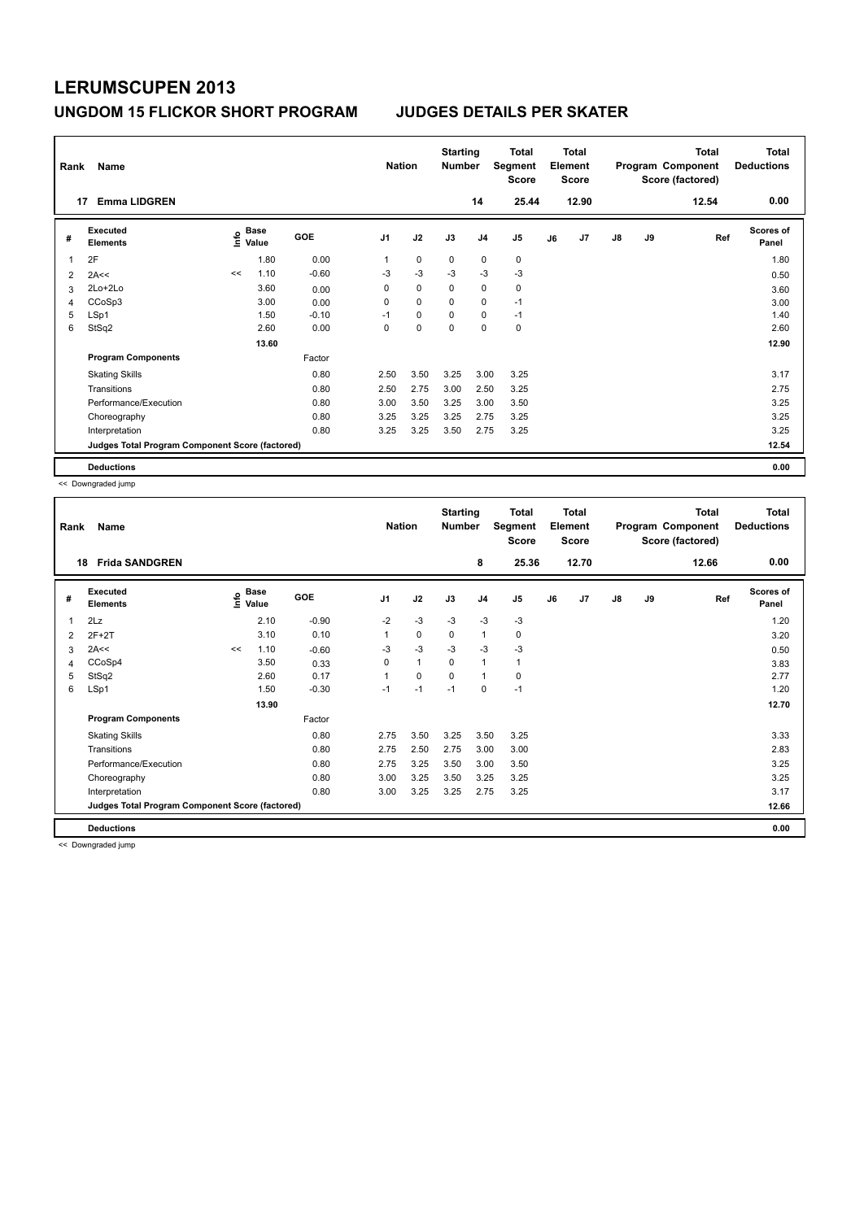# LERUMSCUPEN 2013

## UNGDOM 15 FLICKOR SHORT PROGRAM JUDGES DETAILS PER SKATER

| Rank | Name | | | Nation | | Starting Number | | Total Segment Score | | Total Element Score | | Total Program Component Score (factored) | | Total Deductions |
|---|---|---|---|---|---|---|---|---|---|---|---|---|---|---|
| 17 | Emma LIDGREN | | | | | 14 | | 25.44 | | 12.90 | | 12.54 | | 0.00 |

| # | Executed Elements | Info | Base Value | GOE | J1 | J2 | J3 | J4 | J5 | J6 | J7 | J8 | J9 | Ref | Scores of Panel |
|---|---|---|---|---|---|---|---|---|---|---|---|---|---|---|---|
| 1 | 2F | | 1.80 | 0.00 | 1 | 0 | 0 | 0 | 0 | | | | | | 1.80 |
| 2 | 2A<< | << | 1.10 | -0.60 | -3 | -3 | -3 | -3 | -3 | | | | | | 0.50 |
| 3 | 2Lo+2Lo | | 3.60 | 0.00 | 0 | 0 | 0 | 0 | 0 | | | | | | 3.60 |
| 4 | CCoSp3 | | 3.00 | 0.00 | 0 | 0 | 0 | 0 | -1 | | | | | | 3.00 |
| 5 | LSp1 | | 1.50 | -0.10 | -1 | 0 | 0 | 0 | -1 | | | | | | 1.40 |
| 6 | StSq2 | | 2.60 | 0.00 | 0 | 0 | 0 | 0 | 0 | | | | | | 2.60 |
| | | | 13.60 | | | | | | | | | | | | 12.90 |
| | **Program Components** | | | Factor | | | | | | | | | | | |
| | Skating Skills | | | 0.80 | 2.50 | 3.50 | 3.25 | 3.00 | 3.25 | | | | | | 3.17 |
| | Transitions | | | 0.80 | 2.50 | 2.75 | 3.00 | 2.50 | 3.25 | | | | | | 2.75 |
| | Performance/Execution | | | 0.80 | 3.00 | 3.50 | 3.25 | 3.00 | 3.50 | | | | | | 3.25 |
| | Choreography | | | 0.80 | 3.25 | 3.25 | 3.25 | 2.75 | 3.25 | | | | | | 3.25 |
| | Interpretation | | | 0.80 | 3.25 | 3.25 | 3.50 | 2.75 | 3.25 | | | | | | 3.25 |
| | **Judges Total Program Component Score (factored)** | | | | | | | | | | | | | | 12.54 |
| | **Deductions** | | | | | | | | | | | | | | 0.00 |

<< Downgraded jump

| Rank | Name | | | Nation | | Starting Number | | Total Segment Score | | Total Element Score | | Total Program Component Score (factored) | | Total Deductions |
|---|---|---|---|---|---|---|---|---|---|---|---|---|---|---|
| 18 | Frida SANDGREN | | | | | 8 | | 25.36 | | 12.70 | | 12.66 | | 0.00 |

| # | Executed Elements | Info | Base Value | GOE | J1 | J2 | J3 | J4 | J5 | J6 | J7 | J8 | J9 | Ref | Scores of Panel |
|---|---|---|---|---|---|---|---|---|---|---|---|---|---|---|---|
| 1 | 2Lz | | 2.10 | -0.90 | -2 | -3 | -3 | -3 | -3 | | | | | | 1.20 |
| 2 | 2F+2T | | 3.10 | 0.10 | 1 | 0 | 0 | 1 | 0 | | | | | | 3.20 |
| 3 | 2A<< | << | 1.10 | -0.60 | -3 | -3 | -3 | -3 | -3 | | | | | | 0.50 |
| 4 | CCoSp4 | | 3.50 | 0.33 | 0 | 1 | 0 | 1 | 1 | | | | | | 3.83 |
| 5 | StSq2 | | 2.60 | 0.17 | 1 | 0 | 0 | 1 | 0 | | | | | | 2.77 |
| 6 | LSp1 | | 1.50 | -0.30 | -1 | -1 | -1 | 0 | -1 | | | | | | 1.20 |
| | | | 13.90 | | | | | | | | | | | | 12.70 |
| | **Program Components** | | | Factor | | | | | | | | | | | |
| | Skating Skills | | | 0.80 | 2.75 | 3.50 | 3.25 | 3.50 | 3.25 | | | | | | 3.33 |
| | Transitions | | | 0.80 | 2.75 | 2.50 | 2.75 | 3.00 | 3.00 | | | | | | 2.83 |
| | Performance/Execution | | | 0.80 | 2.75 | 3.25 | 3.50 | 3.00 | 3.50 | | | | | | 3.25 |
| | Choreography | | | 0.80 | 3.00 | 3.25 | 3.50 | 3.25 | 3.25 | | | | | | 3.25 |
| | Interpretation | | | 0.80 | 3.00 | 3.25 | 3.25 | 2.75 | 3.25 | | | | | | 3.17 |
| | **Judges Total Program Component Score (factored)** | | | | | | | | | | | | | | 12.66 |
| | **Deductions** | | | | | | | | | | | | | | 0.00 |

<< Downgraded jump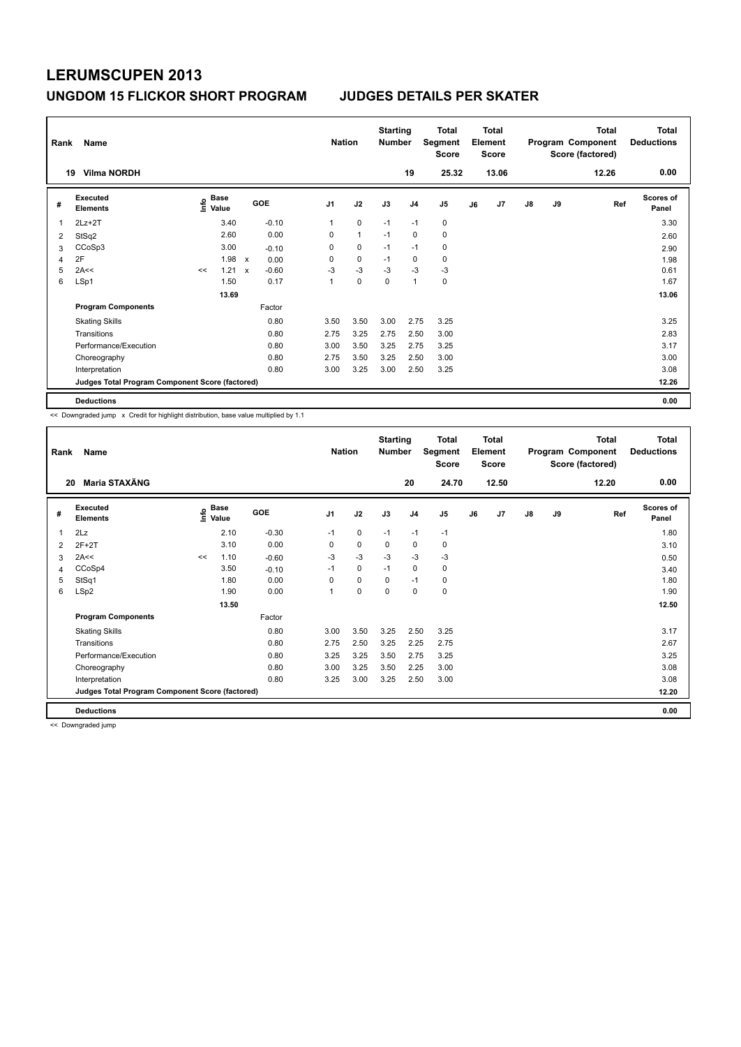# LERUMSCUPEN 2013

## UNGDOM 15 FLICKOR SHORT PROGRAM JUDGES DETAILS PER SKATER

| Rank | Name | Nation | Starting Number | Total Segment Score | Total Element Score | Total Program Component Score (factored) | Total Deductions |
|---|---|---|---|---|---|---|---|
| 19 | Vilma NORDH | | 19 | 25.32 | 13.06 | 12.26 | 0.00 |

| # | Executed Elements | Info | Base Value | | GOE | J1 | J2 | J3 | J4 | J5 | J6 | J7 | J8 | J9 | Ref | Scores of Panel |
|---|---|---|---|---|---|---|---|---|---|---|---|---|---|---|---|---|
| 1 | 2Lz+2T | | 3.40 | | -0.10 | 1 | 0 | -1 | -1 | 0 | | | | | | 3.30 |
| 2 | StSq2 | | 2.60 | | 0.00 | 0 | 1 | -1 | 0 | 0 | | | | | | 2.60 |
| 3 | CCoSp3 | | 3.00 | | -0.10 | 0 | 0 | -1 | -1 | 0 | | | | | | 2.90 |
| 4 | 2F | | 1.98 | x | 0.00 | 0 | 0 | -1 | 0 | 0 | | | | | | 1.98 |
| 5 | 2A<< | << | 1.21 | x | -0.60 | -3 | -3 | -3 | -3 | -3 | | | | | | 0.61 |
| 6 | LSp1 | | 1.50 | | 0.17 | 1 | 0 | 0 | 1 | 0 | | | | | | 1.67 |
| | | | 13.69 | | | | | | | | | | | | | 13.06 |
| | **Program Components** | | | | Factor | | | | | | | | | | | |
| | Skating Skills | | | | 0.80 | 3.50 | 3.50 | 3.00 | 2.75 | 3.25 | | | | | | 3.25 |
| | Transitions | | | | 0.80 | 2.75 | 3.25 | 2.75 | 2.50 | 3.00 | | | | | | 2.83 |
| | Performance/Execution | | | | 0.80 | 3.00 | 3.50 | 3.25 | 2.75 | 3.25 | | | | | | 3.17 |
| | Choreography | | | | 0.80 | 2.75 | 3.50 | 3.25 | 2.50 | 3.00 | | | | | | 3.00 |
| | Interpretation | | | | 0.80 | 3.00 | 3.25 | 3.00 | 2.50 | 3.25 | | | | | | 3.08 |
| | **Judges Total Program Component Score (factored)** | | | | | | | | | | | | | | | 12.26 |
| | **Deductions** | | | | | | | | | | | | | | | 0.00 |

<< Downgraded jump x Credit for highlight distribution, base value multiplied by 1.1

| Rank | Name | Nation | Starting Number | Total Segment Score | Total Element Score | Total Program Component Score (factored) | Total Deductions |
|---|---|---|---|---|---|---|---|
| 20 | Maria STAXÄNG | | 20 | 24.70 | 12.50 | 12.20 | 0.00 |

| # | Executed Elements | Info | Base Value | GOE | J1 | J2 | J3 | J4 | J5 | J6 | J7 | J8 | J9 | Ref | Scores of Panel |
|---|---|---|---|---|---|---|---|---|---|---|---|---|---|---|---|
| 1 | 2Lz | | 2.10 | -0.30 | -1 | 0 | -1 | -1 | -1 | | | | | | 1.80 |
| 2 | 2F+2T | | 3.10 | 0.00 | 0 | 0 | 0 | 0 | 0 | | | | | | 3.10 |
| 3 | 2A<< | << | 1.10 | -0.60 | -3 | -3 | -3 | -3 | -3 | | | | | | 0.50 |
| 4 | CCoSp4 | | 3.50 | -0.10 | -1 | 0 | -1 | 0 | 0 | | | | | | 3.40 |
| 5 | StSq1 | | 1.80 | 0.00 | 0 | 0 | 0 | -1 | 0 | | | | | | 1.80 |
| 6 | LSp2 | | 1.90 | 0.00 | 1 | 0 | 0 | 0 | 0 | | | | | | 1.90 |
| | | | 13.50 | | | | | | | | | | | | 12.50 |
| | **Program Components** | | | Factor | | | | | | | | | | | |
| | Skating Skills | | | 0.80 | 3.00 | 3.50 | 3.25 | 2.50 | 3.25 | | | | | | 3.17 |
| | Transitions | | | 0.80 | 2.75 | 2.50 | 3.25 | 2.25 | 2.75 | | | | | | 2.67 |
| | Performance/Execution | | | 0.80 | 3.25 | 3.25 | 3.50 | 2.75 | 3.25 | | | | | | 3.25 |
| | Choreography | | | 0.80 | 3.00 | 3.25 | 3.50 | 2.25 | 3.00 | | | | | | 3.08 |
| | Interpretation | | | 0.80 | 3.25 | 3.00 | 3.25 | 2.50 | 3.00 | | | | | | 3.08 |
| | **Judges Total Program Component Score (factored)** | | | | | | | | | | | | | | 12.20 |
| | **Deductions** | | | | | | | | | | | | | | 0.00 |

<< Downgraded jump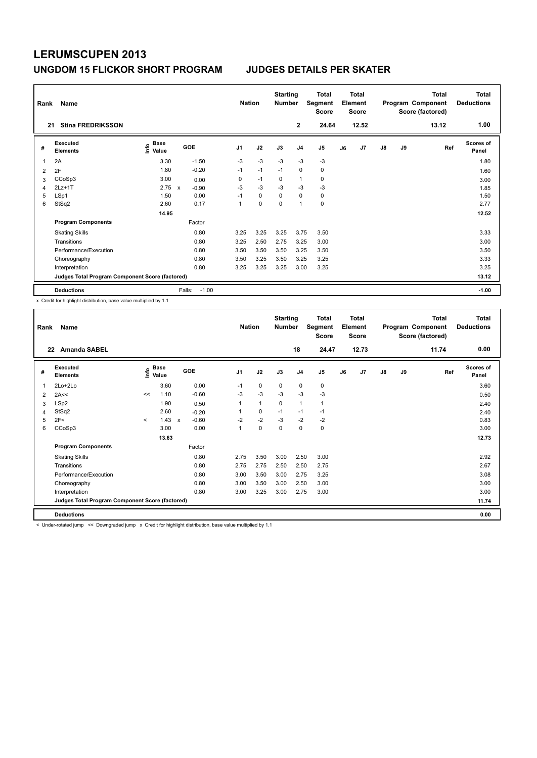# LERUMSCUPEN 2013

## UNGDOM 15 FLICKOR SHORT PROGRAM JUDGES DETAILS PER SKATER

| Rank | Name | Nation | Starting Number | Total Segment Score | Total Element Score | Total Program Component Score (factored) | Total Deductions |
|---|---|---|---|---|---|---|---|
| 21 | Stina FREDRIKSSON | | 2 | 24.64 | 12.52 | 13.12 | 1.00 |

| # | Executed Elements | Info | Base Value | | GOE | J1 | J2 | J3 | J4 | J5 | J6 | J7 | J8 | J9 | Ref | Scores of Panel |
|---|---|---|---|---|---|---|---|---|---|---|---|---|---|---|---|---|
| 1 | 2A | | 3.30 | | -1.50 | -3 | -3 | -3 | -3 | -3 | | | | | | 1.80 |
| 2 | 2F | | 1.80 | | -0.20 | -1 | -1 | -1 | 0 | 0 | | | | | | 1.60 |
| 3 | CCoSp3 | | 3.00 | | 0.00 | 0 | -1 | 0 | 1 | 0 | | | | | | 3.00 |
| 4 | 2Lz+1T | | 2.75 | x | -0.90 | -3 | -3 | -3 | -3 | -3 | | | | | | 1.85 |
| 5 | LSp1 | | 1.50 | | 0.00 | -1 | 0 | 0 | 0 | 0 | | | | | | 1.50 |
| 6 | StSq2 | | 2.60 | | 0.17 | 1 | 0 | 0 | 1 | 0 | | | | | | 2.77 |
| | | | 14.95 | | | | | | | | | | | | | 12.52 |
| | **Program Components** | | | | Factor | | | | | | | | | | | |
| | Skating Skills | | | | 0.80 | 3.25 | 3.25 | 3.25 | 3.75 | 3.50 | | | | | | 3.33 |
| | Transitions | | | | 0.80 | 3.25 | 2.50 | 2.75 | 3.25 | 3.00 | | | | | | 3.00 |
| | Performance/Execution | | | | 0.80 | 3.50 | 3.50 | 3.50 | 3.25 | 3.50 | | | | | | 3.50 |
| | Choreography | | | | 0.80 | 3.50 | 3.25 | 3.50 | 3.25 | 3.25 | | | | | | 3.33 |
| | Interpretation | | | | 0.80 | 3.25 | 3.25 | 3.25 | 3.00 | 3.25 | | | | | | 3.25 |
| | Judges Total Program Component Score (factored) | | | | | | | | | | | | | | | 13.12 |
| | **Deductions** | | | | Falls: -1.00 | | | | | | | | | | | -1.00 |

x Credit for highlight distribution, base value multiplied by 1.1

| Rank | Name | Nation | Starting Number | Total Segment Score | Total Element Score | Total Program Component Score (factored) | Total Deductions |
|---|---|---|---|---|---|---|---|
| 22 | Amanda SABEL | | 18 | 24.47 | 12.73 | 11.74 | 0.00 |

| # | Executed Elements | Info | Base Value | | GOE | J1 | J2 | J3 | J4 | J5 | J6 | J7 | J8 | J9 | Ref | Scores of Panel |
|---|---|---|---|---|---|---|---|---|---|---|---|---|---|---|---|---|
| 1 | 2Lo+2Lo | | 3.60 | | 0.00 | -1 | 0 | 0 | 0 | 0 | | | | | | 3.60 |
| 2 | 2A<< | << | 1.10 | | -0.60 | -3 | -3 | -3 | -3 | -3 | | | | | | 0.50 |
| 3 | LSp2 | | 1.90 | | 0.50 | 1 | 1 | 0 | 1 | 1 | | | | | | 2.40 |
| 4 | StSq2 | | 2.60 | | -0.20 | 1 | 0 | -1 | -1 | -1 | | | | | | 2.40 |
| 5 | 2F< | < | 1.43 | x | -0.60 | -2 | -2 | -3 | -2 | -2 | | | | | | 0.83 |
| 6 | CCoSp3 | | 3.00 | | 0.00 | 1 | 0 | 0 | 0 | 0 | | | | | | 3.00 |
| | | | 13.63 | | | | | | | | | | | | | 12.73 |
| | **Program Components** | | | | Factor | | | | | | | | | | | |
| | Skating Skills | | | | 0.80 | 2.75 | 3.50 | 3.00 | 2.50 | 3.00 | | | | | | 2.92 |
| | Transitions | | | | 0.80 | 2.75 | 2.75 | 2.50 | 2.50 | 2.75 | | | | | | 2.67 |
| | Performance/Execution | | | | 0.80 | 3.00 | 3.50 | 3.00 | 2.75 | 3.25 | | | | | | 3.08 |
| | Choreography | | | | 0.80 | 3.00 | 3.50 | 3.00 | 2.50 | 3.00 | | | | | | 3.00 |
| | Interpretation | | | | 0.80 | 3.00 | 3.25 | 3.00 | 2.75 | 3.00 | | | | | | 3.00 |
| | Judges Total Program Component Score (factored) | | | | | | | | | | | | | | | 11.74 |
| | **Deductions** | | | | | | | | | | | | | | | 0.00 |

< Under-rotated jump << Downgraded jump x Credit for highlight distribution, base value multiplied by 1.1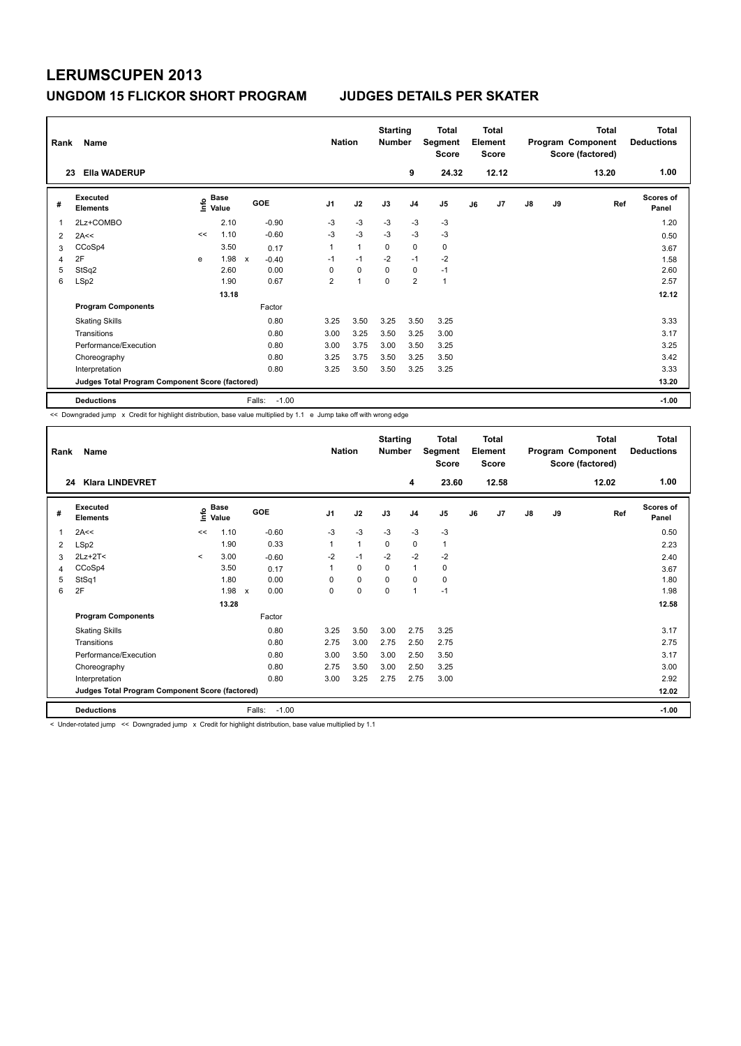# LERUMSCUPEN 2013

## UNGDOM 15 FLICKOR SHORT PROGRAM JUDGES DETAILS PER SKATER

| Rank | Name | Nation | Starting Number | Total Segment Score | Total Element Score | Total Program Component Score (factored) | Total Deductions |
|---|---|---|---|---|---|---|---|
| 23 | Ella WADERUP | | 9 | 24.32 | 12.12 | 13.20 | 1.00 |

| # | Executed Elements | Info | Base Value | | GOE | J1 | J2 | J3 | J4 | J5 | J6 | J7 | J8 | J9 | Ref | Scores of Panel |
|---|---|---|---|---|---|---|---|---|---|---|---|---|---|---|---|---|
| 1 | 2Lz+COMBO | | 2.10 | | -0.90 | -3 | -3 | -3 | -3 | -3 | | | | | | 1.20 |
| 2 | 2A<< | << | 1.10 | | -0.60 | -3 | -3 | -3 | -3 | -3 | | | | | | 0.50 |
| 3 | CCoSp4 | | 3.50 | | 0.17 | 1 | 1 | 0 | 0 | 0 | | | | | | 3.67 |
| 4 | 2F | e | 1.98 | x | -0.40 | -1 | -1 | -2 | -1 | -2 | | | | | | 1.58 |
| 5 | StSq2 | | 2.60 | | 0.00 | 0 | 0 | 0 | 0 | -1 | | | | | | 2.60 |
| 6 | LSp2 | | 1.90 | | 0.67 | 2 | 1 | 0 | 2 | 1 | | | | | | 2.57 |
| | | | 13.18 | | | | | | | | | | | | | 12.12 |
| | **Program Components** | | | | Factor | | | | | | | | | | | |
| | Skating Skills | | | | 0.80 | 3.25 | 3.50 | 3.25 | 3.50 | 3.25 | | | | | | 3.33 |
| | Transitions | | | | 0.80 | 3.00 | 3.25 | 3.50 | 3.25 | 3.00 | | | | | | 3.17 |
| | Performance/Execution | | | | 0.80 | 3.00 | 3.75 | 3.00 | 3.50 | 3.25 | | | | | | 3.25 |
| | Choreography | | | | 0.80 | 3.25 | 3.75 | 3.50 | 3.25 | 3.50 | | | | | | 3.42 |
| | Interpretation | | | | 0.80 | 3.25 | 3.50 | 3.50 | 3.25 | 3.25 | | | | | | 3.33 |
| | **Judges Total Program Component Score (factored)** | | | | | | | | | | | | | | | 13.20 |
| | **Deductions** | | | | Falls: -1.00 | | | | | | | | | | | -1.00 |

<< Downgraded jump x Credit for highlight distribution, base value multiplied by 1.1 e Jump take off with wrong edge

| Rank | Name | Nation | Starting Number | Total Segment Score | Total Element Score | Total Program Component Score (factored) | Total Deductions |
|---|---|---|---|---|---|---|---|
| 24 | Klara LINDEVRET | | 4 | 23.60 | 12.58 | 12.02 | 1.00 |

| # | Executed Elements | Info | Base Value | | GOE | J1 | J2 | J3 | J4 | J5 | J6 | J7 | J8 | J9 | Ref | Scores of Panel |
|---|---|---|---|---|---|---|---|---|---|---|---|---|---|---|---|---|
| 1 | 2A<< | << | 1.10 | | -0.60 | -3 | -3 | -3 | -3 | -3 | | | | | | 0.50 |
| 2 | LSp2 | | 1.90 | | 0.33 | 1 | 1 | 0 | 0 | 1 | | | | | | 2.23 |
| 3 | 2Lz+2T< | < | 3.00 | | -0.60 | -2 | -1 | -2 | -2 | -2 | | | | | | 2.40 |
| 4 | CCoSp4 | | 3.50 | | 0.17 | 1 | 0 | 0 | 1 | 0 | | | | | | 3.67 |
| 5 | StSq1 | | 1.80 | | 0.00 | 0 | 0 | 0 | 0 | 0 | | | | | | 1.80 |
| 6 | 2F | | 1.98 | x | 0.00 | 0 | 0 | 0 | 1 | -1 | | | | | | 1.98 |
| | | | 13.28 | | | | | | | | | | | | | 12.58 |
| | **Program Components** | | | | Factor | | | | | | | | | | | |
| | Skating Skills | | | | 0.80 | 3.25 | 3.50 | 3.00 | 2.75 | 3.25 | | | | | | 3.17 |
| | Transitions | | | | 0.80 | 2.75 | 3.00 | 2.75 | 2.50 | 2.75 | | | | | | 2.75 |
| | Performance/Execution | | | | 0.80 | 3.00 | 3.50 | 3.00 | 2.50 | 3.50 | | | | | | 3.17 |
| | Choreography | | | | 0.80 | 2.75 | 3.50 | 3.00 | 2.50 | 3.25 | | | | | | 3.00 |
| | Interpretation | | | | 0.80 | 3.00 | 3.25 | 2.75 | 2.75 | 3.00 | | | | | | 2.92 |
| | **Judges Total Program Component Score (factored)** | | | | | | | | | | | | | | | 12.02 |
| | **Deductions** | | | | Falls: -1.00 | | | | | | | | | | | -1.00 |

< Under-rotated jump << Downgraded jump x Credit for highlight distribution, base value multiplied by 1.1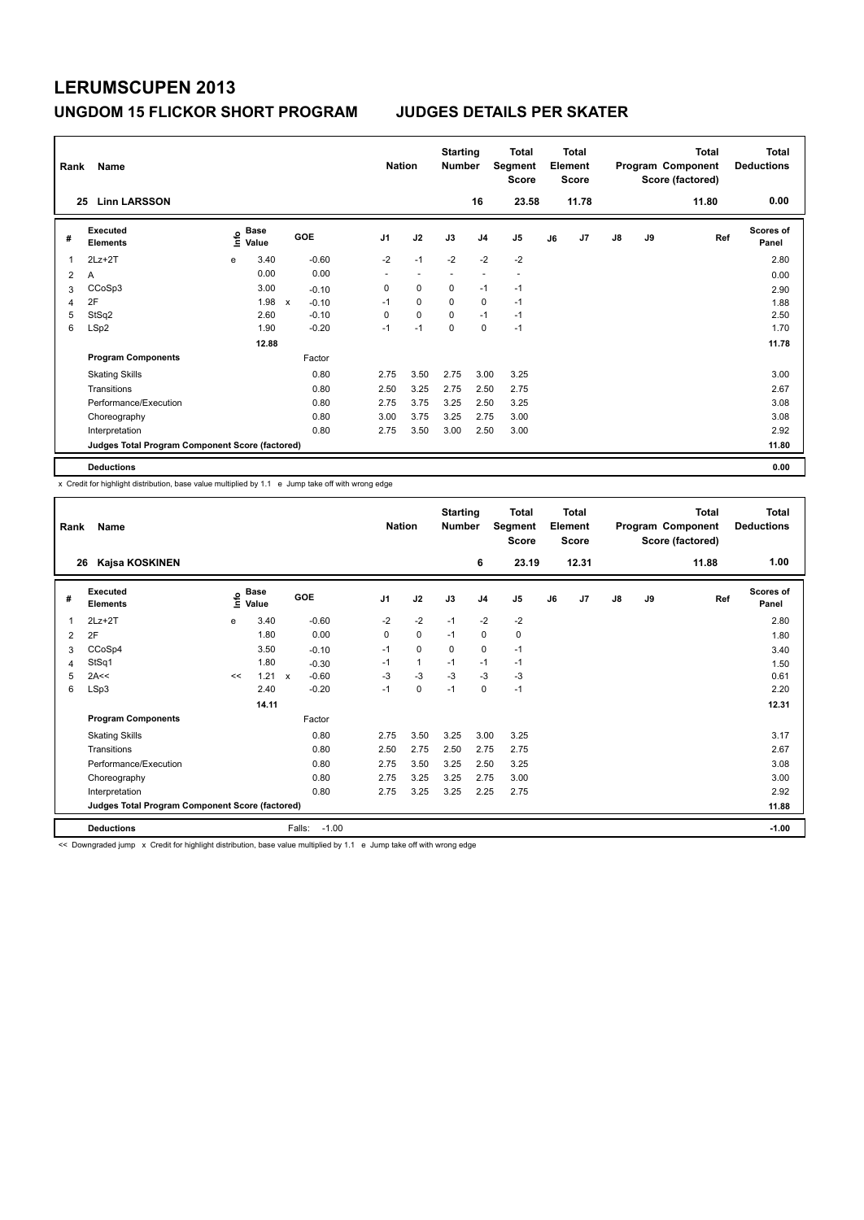# LERUMSCUPEN 2013

## UNGDOM 15 FLICKOR SHORT PROGRAM JUDGES DETAILS PER SKATER

| Rank | Name | Nation | Starting Number | Total Segment Score | Total Element Score | Total Program Component Score (factored) | Total Deductions |
|---|---|---|---|---|---|---|---|
| 25 | Linn LARSSON | | 16 | 23.58 | 11.78 | 11.80 | 0.00 |

| # | Executed Elements | Info | Base Value | | GOE | J1 | J2 | J3 | J4 | J5 | J6 | J7 | J8 | J9 | Ref | Scores of Panel |
|---|---|---|---|---|---|---|---|---|---|---|---|---|---|---|---|---|
| 1 | 2Lz+2T | e | 3.40 | | -0.60 | -2 | -1 | -2 | -2 | -2 | | | | | | 2.80 |
| 2 | A | | 0.00 | | 0.00 | - | - | - | - | - | | | | | | 0.00 |
| 3 | CCoSp3 | | 3.00 | | -0.10 | 0 | 0 | 0 | -1 | -1 | | | | | | 2.90 |
| 4 | 2F | | 1.98 | x | -0.10 | -1 | 0 | 0 | 0 | -1 | | | | | | 1.88 |
| 5 | StSq2 | | 2.60 | | -0.10 | 0 | 0 | 0 | -1 | -1 | | | | | | 2.50 |
| 6 | LSp2 | | 1.90 | | -0.20 | -1 | -1 | 0 | 0 | -1 | | | | | | 1.70 |
| | | | 12.88 | | | | | | | | | | | | | 11.78 |
| | **Program Components** | | | | Factor | | | | | | | | | | | |
| | Skating Skills | | | | 0.80 | 2.75 | 3.50 | 2.75 | 3.00 | 3.25 | | | | | | 3.00 |
| | Transitions | | | | 0.80 | 2.50 | 3.25 | 2.75 | 2.50 | 2.75 | | | | | | 2.67 |
| | Performance/Execution | | | | 0.80 | 2.75 | 3.75 | 3.25 | 2.50 | 3.25 | | | | | | 3.08 |
| | Choreography | | | | 0.80 | 3.00 | 3.75 | 3.25 | 2.75 | 3.00 | | | | | | 3.08 |
| | Interpretation | | | | 0.80 | 2.75 | 3.50 | 3.00 | 2.50 | 3.00 | | | | | | 2.92 |
| | **Judges Total Program Component Score (factored)** | | | | | | | | | | | | | | | 11.80 |
| | **Deductions** | | | | | | | | | | | | | | | 0.00 |

x Credit for highlight distribution, base value multiplied by 1.1 e Jump take off with wrong edge

| Rank | Name | Nation | Starting Number | Total Segment Score | Total Element Score | Total Program Component Score (factored) | Total Deductions |
|---|---|---|---|---|---|---|---|
| 26 | Kajsa KOSKINEN | | 6 | 23.19 | 12.31 | 11.88 | 1.00 |

| # | Executed Elements | Info | Base Value | | GOE | J1 | J2 | J3 | J4 | J5 | J6 | J7 | J8 | J9 | Ref | Scores of Panel |
|---|---|---|---|---|---|---|---|---|---|---|---|---|---|---|---|---|
| 1 | 2Lz+2T | e | 3.40 | | -0.60 | -2 | -2 | -1 | -2 | -2 | | | | | | 2.80 |
| 2 | 2F | | 1.80 | | 0.00 | 0 | 0 | -1 | 0 | 0 | | | | | | 1.80 |
| 3 | CCoSp4 | | 3.50 | | -0.10 | -1 | 0 | 0 | 0 | -1 | | | | | | 3.40 |
| 4 | StSq1 | | 1.80 | | -0.30 | -1 | 1 | -1 | -1 | -1 | | | | | | 1.50 |
| 5 | 2A<< | << | 1.21 | x | -0.60 | -3 | -3 | -3 | -3 | -3 | | | | | | 0.61 |
| 6 | LSp3 | | 2.40 | | -0.20 | -1 | 0 | -1 | 0 | -1 | | | | | | 2.20 |
| | | | 14.11 | | | | | | | | | | | | | 12.31 |
| | **Program Components** | | | | Factor | | | | | | | | | | | |
| | Skating Skills | | | | 0.80 | 2.75 | 3.50 | 3.25 | 3.00 | 3.25 | | | | | | 3.17 |
| | Transitions | | | | 0.80 | 2.50 | 2.75 | 2.50 | 2.75 | 2.75 | | | | | | 2.67 |
| | Performance/Execution | | | | 0.80 | 2.75 | 3.50 | 3.25 | 2.50 | 3.25 | | | | | | 3.08 |
| | Choreography | | | | 0.80 | 2.75 | 3.25 | 3.25 | 2.75 | 3.00 | | | | | | 3.00 |
| | Interpretation | | | | 0.80 | 2.75 | 3.25 | 3.25 | 2.25 | 2.75 | | | | | | 2.92 |
| | **Judges Total Program Component Score (factored)** | | | | | | | | | | | | | | | 11.88 |
| | **Deductions** | | | | Falls: -1.00 | | | | | | | | | | | -1.00 |

<< Downgraded jump x Credit for highlight distribution, base value multiplied by 1.1 e Jump take off with wrong edge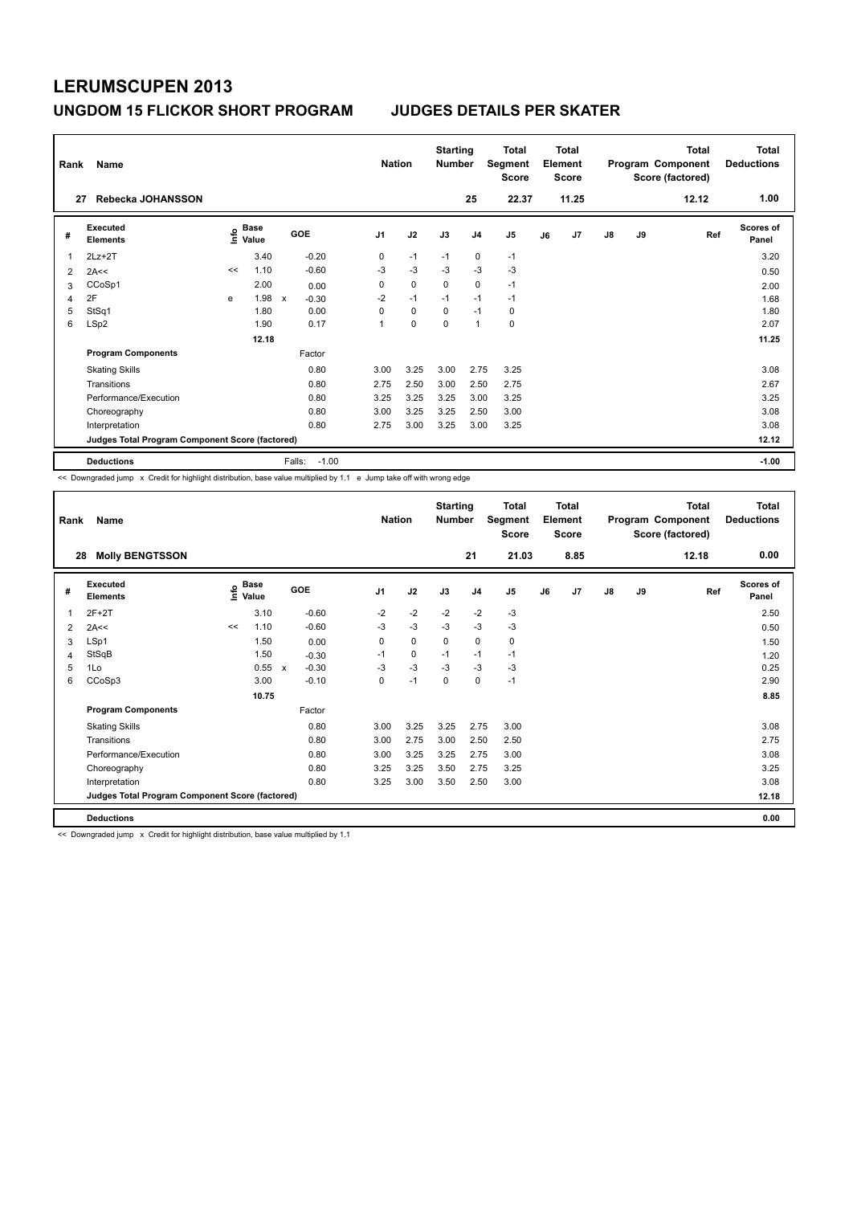# LERUMSCUPEN 2013

## UNGDOM 15 FLICKOR SHORT PROGRAM — JUDGES DETAILS PER SKATER

| Rank | Name | Nation | Starting Number | Total Segment Score | Total Element Score | Total Program Component Score (factored) | Total Deductions |
|---|---|---|---|---|---|---|---|
| 27 | Rebecka JOHANSSON | | 25 | 22.37 | 11.25 | 12.12 | 1.00 |

| # | Executed Elements | Info | Base Value | | GOE | J1 | J2 | J3 | J4 | J5 | J6 | J7 | J8 | J9 | Ref | Scores of Panel |
|---|---|---|---|---|---|---|---|---|---|---|---|---|---|---|---|---|
| 1 | 2Lz+2T | | 3.40 | | -0.20 | 0 | -1 | -1 | 0 | -1 | | | | | | 3.20 |
| 2 | 2A<< | << | 1.10 | | -0.60 | -3 | -3 | -3 | -3 | -3 | | | | | | 0.50 |
| 3 | CCoSp1 | | 2.00 | | 0.00 | 0 | 0 | 0 | 0 | -1 | | | | | | 2.00 |
| 4 | 2F | e | 1.98 | x | -0.30 | -2 | -1 | -1 | -1 | -1 | | | | | | 1.68 |
| 5 | StSq1 | | 1.80 | | 0.00 | 0 | 0 | 0 | -1 | 0 | | | | | | 1.80 |
| 6 | LSp2 | | 1.90 | | 0.17 | 1 | 0 | 0 | 1 | 0 | | | | | | 2.07 |
| | | | 12.18 | | | | | | | | | | | | | 11.25 |
| | **Program Components** | | | | Factor | | | | | | | | | | | |
| | Skating Skills | | | | 0.80 | 3.00 | 3.25 | 3.00 | 2.75 | 3.25 | | | | | | 3.08 |
| | Transitions | | | | 0.80 | 2.75 | 2.50 | 3.00 | 2.50 | 2.75 | | | | | | 2.67 |
| | Performance/Execution | | | | 0.80 | 3.25 | 3.25 | 3.25 | 3.00 | 3.25 | | | | | | 3.25 |
| | Choreography | | | | 0.80 | 3.00 | 3.25 | 3.25 | 2.50 | 3.00 | | | | | | 3.08 |
| | Interpretation | | | | 0.80 | 2.75 | 3.00 | 3.25 | 3.00 | 3.25 | | | | | | 3.08 |
| | **Judges Total Program Component Score (factored)** | | | | | | | | | | | | | | | 12.12 |
| | **Deductions** | | | | Falls: -1.00 | | | | | | | | | | | -1.00 |

<< Downgraded jump x Credit for highlight distribution, base value multiplied by 1.1 e Jump take off with wrong edge

| Rank | Name | Nation | Starting Number | Total Segment Score | Total Element Score | Total Program Component Score (factored) | Total Deductions |
|---|---|---|---|---|---|---|---|
| 28 | Molly BENGTSSON | | 21 | 21.03 | 8.85 | 12.18 | 0.00 |

| # | Executed Elements | Info | Base Value | | GOE | J1 | J2 | J3 | J4 | J5 | J6 | J7 | J8 | J9 | Ref | Scores of Panel |
|---|---|---|---|---|---|---|---|---|---|---|---|---|---|---|---|---|
| 1 | 2F+2T | | 3.10 | | -0.60 | -2 | -2 | -2 | -2 | -3 | | | | | | 2.50 |
| 2 | 2A<< | << | 1.10 | | -0.60 | -3 | -3 | -3 | -3 | -3 | | | | | | 0.50 |
| 3 | LSp1 | | 1.50 | | 0.00 | 0 | 0 | 0 | 0 | 0 | | | | | | 1.50 |
| 4 | StSqB | | 1.50 | | -0.30 | -1 | 0 | -1 | -1 | -1 | | | | | | 1.20 |
| 5 | 1Lo | | 0.55 | x | -0.30 | -3 | -3 | -3 | -3 | -3 | | | | | | 0.25 |
| 6 | CCoSp3 | | 3.00 | | -0.10 | 0 | -1 | 0 | 0 | -1 | | | | | | 2.90 |
| | | | 10.75 | | | | | | | | | | | | | 8.85 |
| | **Program Components** | | | | Factor | | | | | | | | | | | |
| | Skating Skills | | | | 0.80 | 3.00 | 3.25 | 3.25 | 2.75 | 3.00 | | | | | | 3.08 |
| | Transitions | | | | 0.80 | 3.00 | 2.75 | 3.00 | 2.50 | 2.50 | | | | | | 2.75 |
| | Performance/Execution | | | | 0.80 | 3.00 | 3.25 | 3.25 | 2.75 | 3.00 | | | | | | 3.08 |
| | Choreography | | | | 0.80 | 3.25 | 3.25 | 3.50 | 2.75 | 3.25 | | | | | | 3.25 |
| | Interpretation | | | | 0.80 | 3.25 | 3.00 | 3.50 | 2.50 | 3.00 | | | | | | 3.08 |
| | **Judges Total Program Component Score (factored)** | | | | | | | | | | | | | | | 12.18 |
| | **Deductions** | | | | | | | | | | | | | | | 0.00 |

<< Downgraded jump x Credit for highlight distribution, base value multiplied by 1.1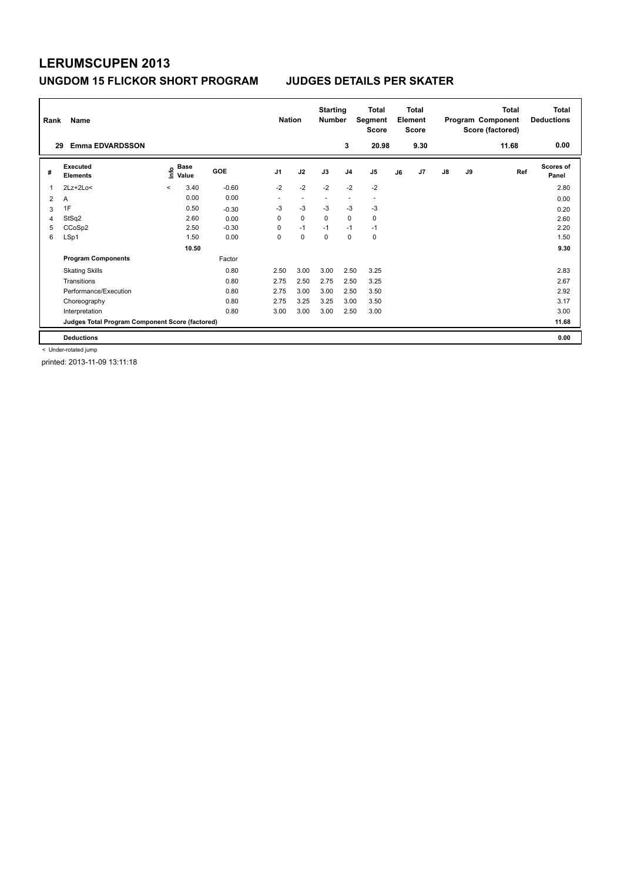# LERUMSCUPEN 2013

## UNGDOM 15 FLICKOR SHORT PROGRAM JUDGES DETAILS PER SKATER

| Rank | Name | Nation | Starting Number | Total Segment Score | Total Element Score | Total Program Component Score (factored) | Total Deductions |
|---|---|---|---|---|---|---|---|
| 29 | Emma EDVARDSSON | | 3 | 20.98 | 9.30 | 11.68 | 0.00 |

| # | Executed Elements | Info | Base Value | GOE | J1 | J2 | J3 | J4 | J5 | J6 | J7 | J8 | J9 | Ref | Scores of Panel |
|---|---|---|---|---|---|---|---|---|---|---|---|---|---|---|---|
| 1 | 2Lz+2Lo< | < | 3.40 | -0.60 | -2 | -2 | -2 | -2 | -2 | | | | | | 2.80 |
| 2 | A | | 0.00 | 0.00 | - | - | - | - | - | | | | | | 0.00 |
| 3 | 1F | | 0.50 | -0.30 | -3 | -3 | -3 | -3 | -3 | | | | | | 0.20 |
| 4 | StSq2 | | 2.60 | 0.00 | 0 | 0 | 0 | 0 | 0 | | | | | | 2.60 |
| 5 | CCoSp2 | | 2.50 | -0.30 | 0 | -1 | -1 | -1 | -1 | | | | | | 2.20 |
| 6 | LSp1 | | 1.50 | 0.00 | 0 | 0 | 0 | 0 | 0 | | | | | | 1.50 |
| | | | 10.50 | | | | | | | | | | | | 9.30 |
| | **Program Components** | | | Factor | | | | | | | | | | | |
| | Skating Skills | | | 0.80 | 2.50 | 3.00 | 3.00 | 2.50 | 3.25 | | | | | | 2.83 |
| | Transitions | | | 0.80 | 2.75 | 2.50 | 2.75 | 2.50 | 3.25 | | | | | | 2.67 |
| | Performance/Execution | | | 0.80 | 2.75 | 3.00 | 3.00 | 2.50 | 3.50 | | | | | | 2.92 |
| | Choreography | | | 0.80 | 2.75 | 3.25 | 3.25 | 3.00 | 3.50 | | | | | | 3.17 |
| | Interpretation | | | 0.80 | 3.00 | 3.00 | 3.00 | 2.50 | 3.00 | | | | | | 3.00 |
| | **Judges Total Program Component Score (factored)** | | | | | | | | | | | | | | 11.68 |
| | **Deductions** | | | | | | | | | | | | | | 0.00 |

< Under-rotated jump

printed: 2013-11-09 13:11:18